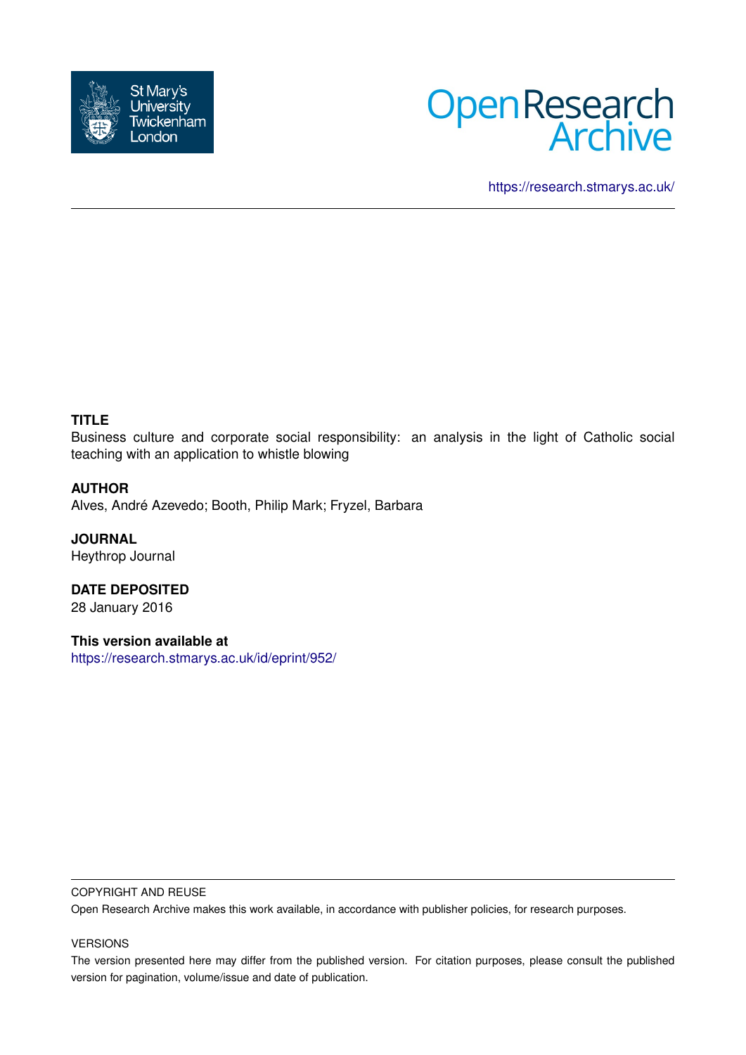https://research.stmarys.ac.uk/

**TITLE**

Business culture and corporate social responsibility: an analysis in the light of Catholic social teaching with an application to whistle blowing

**AUTHOR**

Alves, André Azevedo; Booth, Philip Mark; Fryzel, Barbara

**JOURNAL**

Heythrop Journal

**DATE DEPOSITED**

28 January 2016

**This version available at**

https://research.stmarys.ac.uk/id/eprint/952/

COPYRIGHT AND REUSE

Open Research Archive makes this work available, in accordance with publisher policies, for research purposes.

VERSIONS

The version presented here may differ from the published version. For citation purposes, please consult the published version for pagination, volume/issue and date of publication.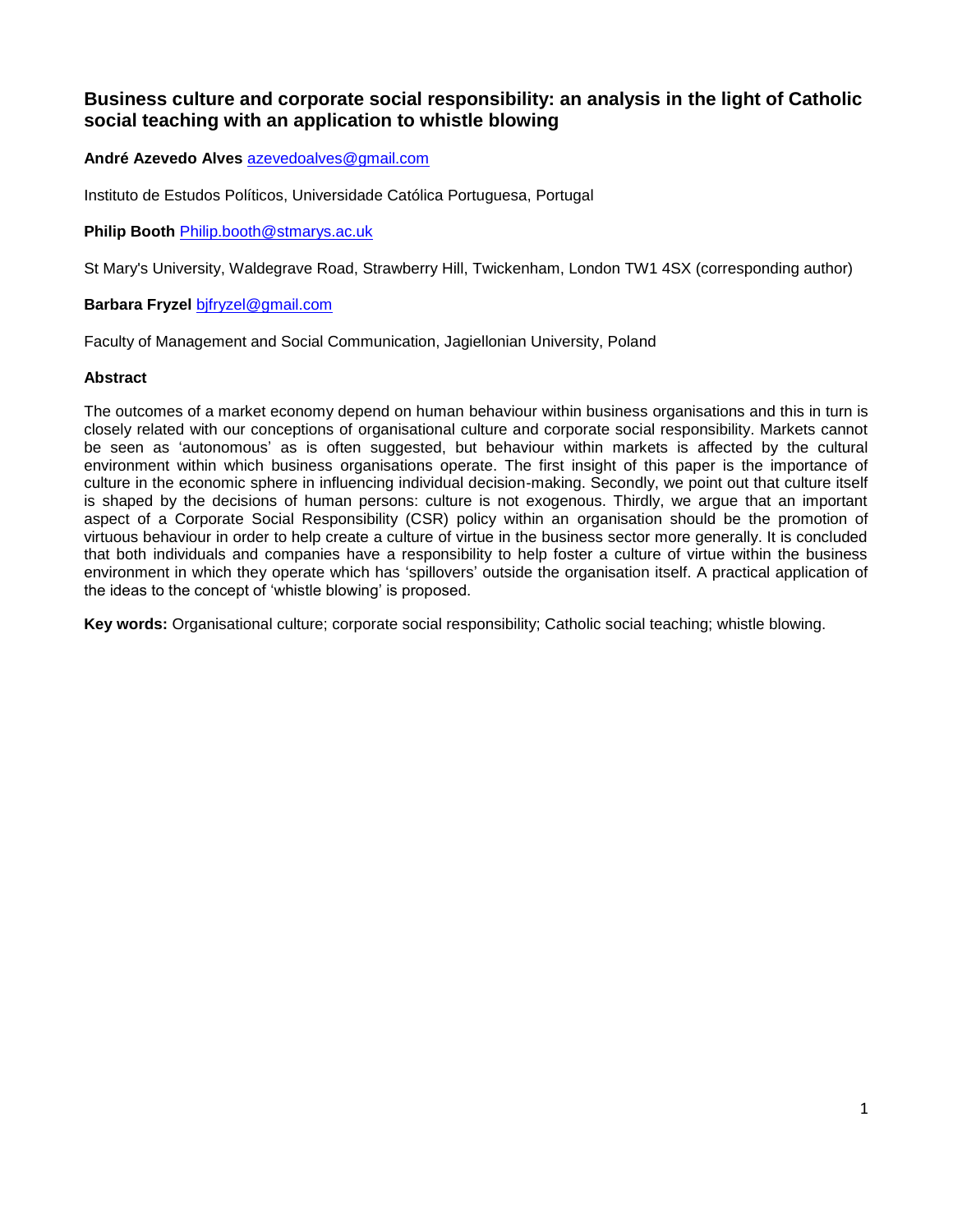# Business culture and corporate social responsibility: an analysis in the light of Catholic social teaching with an application to whistle blowing

**André Azevedo Alves** azevedoalves@gmail.com

Instituto de Estudos Políticos, Universidade Católica Portuguesa, Portugal

**Philip Booth** Philip.booth@stmarys.ac.uk

St Mary's University, Waldegrave Road, Strawberry Hill, Twickenham, London TW1 4SX (corresponding author)

**Barbara Fryzel** bjfryzel@gmail.com

Faculty of Management and Social Communication, Jagiellonian University, Poland

**Abstract**

The outcomes of a market economy depend on human behaviour within business organisations and this in turn is closely related with our conceptions of organisational culture and corporate social responsibility. Markets cannot be seen as 'autonomous' as is often suggested, but behaviour within markets is affected by the cultural environment within which business organisations operate. The first insight of this paper is the importance of culture in the economic sphere in influencing individual decision-making. Secondly, we point out that culture itself is shaped by the decisions of human persons: culture is not exogenous. Thirdly, we argue that an important aspect of a Corporate Social Responsibility (CSR) policy within an organisation should be the promotion of virtuous behaviour in order to help create a culture of virtue in the business sector more generally. It is concluded that both individuals and companies have a responsibility to help foster a culture of virtue within the business environment in which they operate which has 'spillovers' outside the organisation itself. A practical application of the ideas to the concept of 'whistle blowing' is proposed.

**Key words:** Organisational culture; corporate social responsibility; Catholic social teaching; whistle blowing.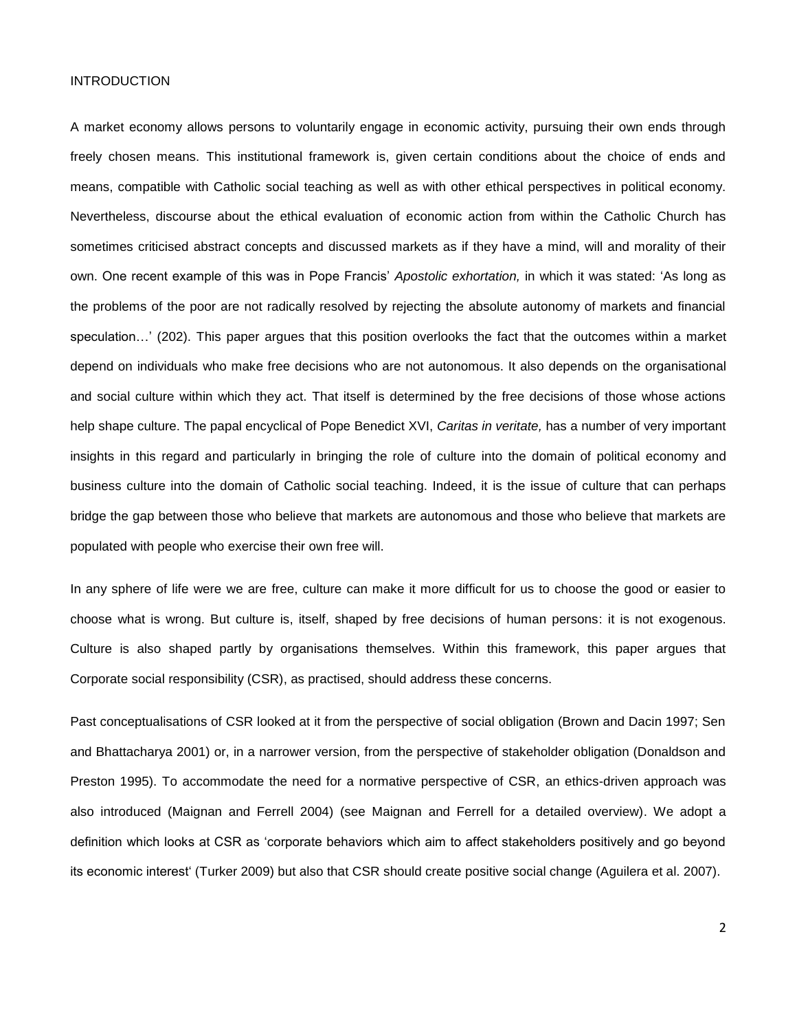## INTRODUCTION

A market economy allows persons to voluntarily engage in economic activity, pursuing their own ends through freely chosen means. This institutional framework is, given certain conditions about the choice of ends and means, compatible with Catholic social teaching as well as with other ethical perspectives in political economy. Nevertheless, discourse about the ethical evaluation of economic action from within the Catholic Church has sometimes criticised abstract concepts and discussed markets as if they have a mind, will and morality of their own. One recent example of this was in Pope Francis' *Apostolic exhortation,* in which it was stated: 'As long as the problems of the poor are not radically resolved by rejecting the absolute autonomy of markets and financial speculation…' (202). This paper argues that this position overlooks the fact that the outcomes within a market depend on individuals who make free decisions who are not autonomous. It also depends on the organisational and social culture within which they act. That itself is determined by the free decisions of those whose actions help shape culture. The papal encyclical of Pope Benedict XVI, *Caritas in veritate,* has a number of very important insights in this regard and particularly in bringing the role of culture into the domain of political economy and business culture into the domain of Catholic social teaching. Indeed, it is the issue of culture that can perhaps bridge the gap between those who believe that markets are autonomous and those who believe that markets are populated with people who exercise their own free will.

In any sphere of life were we are free, culture can make it more difficult for us to choose the good or easier to choose what is wrong. But culture is, itself, shaped by free decisions of human persons: it is not exogenous. Culture is also shaped partly by organisations themselves. Within this framework, this paper argues that Corporate social responsibility (CSR), as practised, should address these concerns.

Past conceptualisations of CSR looked at it from the perspective of social obligation (Brown and Dacin 1997; Sen and Bhattacharya 2001) or, in a narrower version, from the perspective of stakeholder obligation (Donaldson and Preston 1995). To accommodate the need for a normative perspective of CSR, an ethics-driven approach was also introduced (Maignan and Ferrell 2004) (see Maignan and Ferrell for a detailed overview). We adopt a definition which looks at CSR as 'corporate behaviors which aim to affect stakeholders positively and go beyond its economic interest' (Turker 2009) but also that CSR should create positive social change (Aguilera et al. 2007).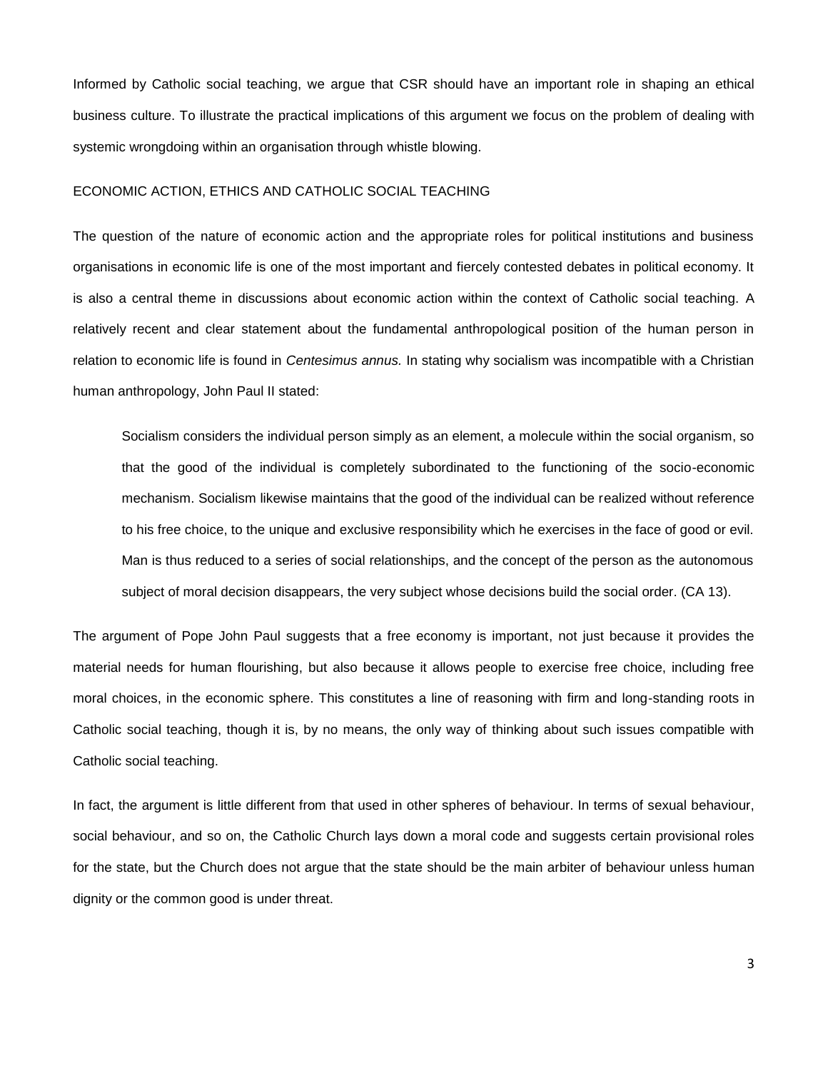Informed by Catholic social teaching, we argue that CSR should have an important role in shaping an ethical business culture. To illustrate the practical implications of this argument we focus on the problem of dealing with systemic wrongdoing within an organisation through whistle blowing.

## ECONOMIC ACTION, ETHICS AND CATHOLIC SOCIAL TEACHING

The question of the nature of economic action and the appropriate roles for political institutions and business organisations in economic life is one of the most important and fiercely contested debates in political economy. It is also a central theme in discussions about economic action within the context of Catholic social teaching. A relatively recent and clear statement about the fundamental anthropological position of the human person in relation to economic life is found in *Centesimus annus.* In stating why socialism was incompatible with a Christian human anthropology, John Paul II stated:

> Socialism considers the individual person simply as an element, a molecule within the social organism, so that the good of the individual is completely subordinated to the functioning of the socio-economic mechanism. Socialism likewise maintains that the good of the individual can be realized without reference to his free choice, to the unique and exclusive responsibility which he exercises in the face of good or evil. Man is thus reduced to a series of social relationships, and the concept of the person as the autonomous subject of moral decision disappears, the very subject whose decisions build the social order. (CA 13).

The argument of Pope John Paul suggests that a free economy is important, not just because it provides the material needs for human flourishing, but also because it allows people to exercise free choice, including free moral choices, in the economic sphere. This constitutes a line of reasoning with firm and long-standing roots in Catholic social teaching, though it is, by no means, the only way of thinking about such issues compatible with Catholic social teaching.

In fact, the argument is little different from that used in other spheres of behaviour. In terms of sexual behaviour, social behaviour, and so on, the Catholic Church lays down a moral code and suggests certain provisional roles for the state, but the Church does not argue that the state should be the main arbiter of behaviour unless human dignity or the common good is under threat.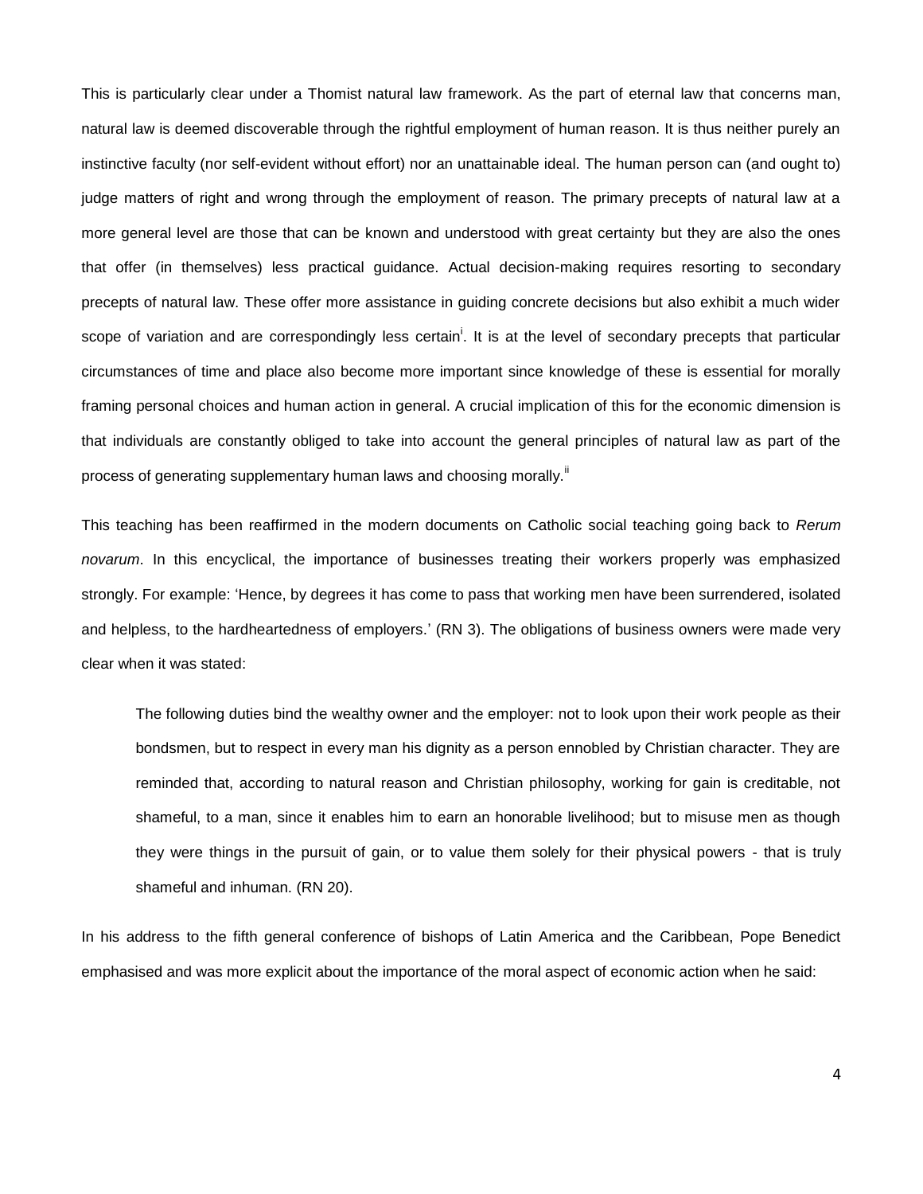This is particularly clear under a Thomist natural law framework. As the part of eternal law that concerns man, natural law is deemed discoverable through the rightful employment of human reason. It is thus neither purely an instinctive faculty (nor self-evident without effort) nor an unattainable ideal. The human person can (and ought to) judge matters of right and wrong through the employment of reason. The primary precepts of natural law at a more general level are those that can be known and understood with great certainty but they are also the ones that offer (in themselves) less practical guidance. Actual decision-making requires resorting to secondary precepts of natural law. These offer more assistance in guiding concrete decisions but also exhibit a much wider scope of variation and are correspondingly less certain[i]. It is at the level of secondary precepts that particular circumstances of time and place also become more important since knowledge of these is essential for morally framing personal choices and human action in general. A crucial implication of this for the economic dimension is that individuals are constantly obliged to take into account the general principles of natural law as part of the process of generating supplementary human laws and choosing morally.[ii]

This teaching has been reaffirmed in the modern documents on Catholic social teaching going back to *Rerum novarum*. In this encyclical, the importance of businesses treating their workers properly was emphasized strongly. For example: 'Hence, by degrees it has come to pass that working men have been surrendered, isolated and helpless, to the hardheartedness of employers.' (RN 3). The obligations of business owners were made very clear when it was stated:

> The following duties bind the wealthy owner and the employer: not to look upon their work people as their bondsmen, but to respect in every man his dignity as a person ennobled by Christian character. They are reminded that, according to natural reason and Christian philosophy, working for gain is creditable, not shameful, to a man, since it enables him to earn an honorable livelihood; but to misuse men as though they were things in the pursuit of gain, or to value them solely for their physical powers - that is truly shameful and inhuman. (RN 20).

In his address to the fifth general conference of bishops of Latin America and the Caribbean, Pope Benedict emphasised and was more explicit about the importance of the moral aspect of economic action when he said: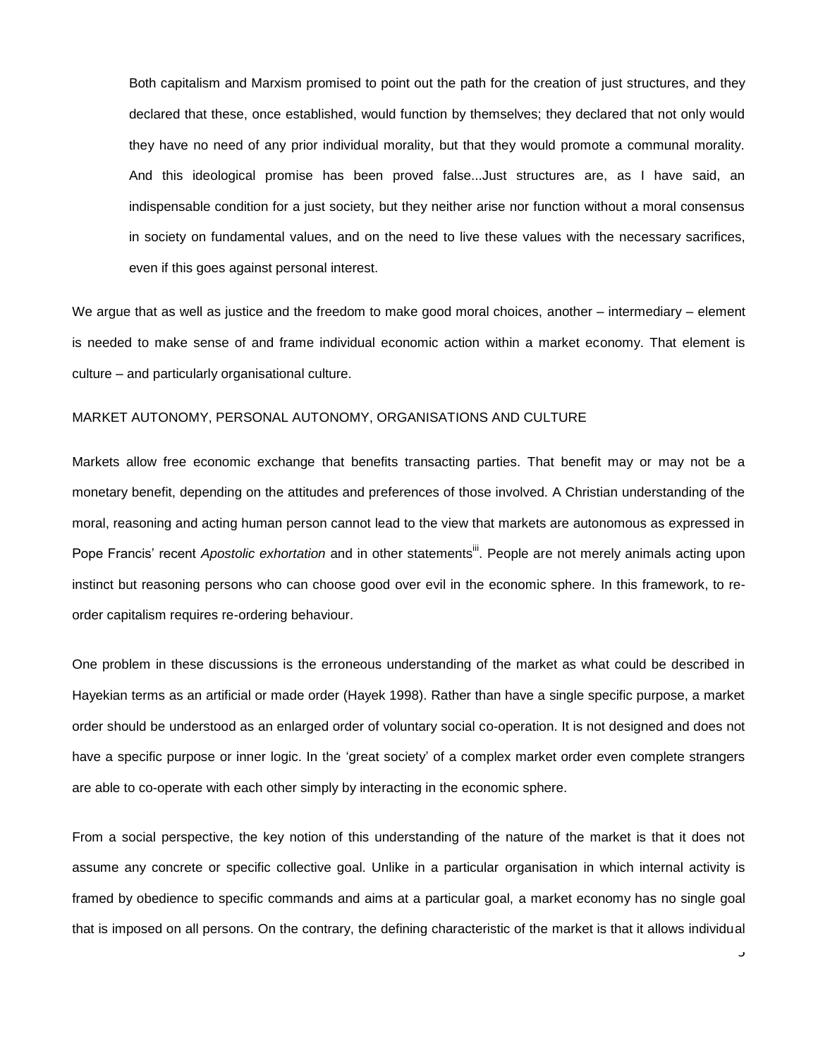> Both capitalism and Marxism promised to point out the path for the creation of just structures, and they declared that these, once established, would function by themselves; they declared that not only would they have no need of any prior individual morality, but that they would promote a communal morality. And this ideological promise has been proved false...Just structures are, as I have said, an indispensable condition for a just society, but they neither arise nor function without a moral consensus in society on fundamental values, and on the need to live these values with the necessary sacrifices, even if this goes against personal interest.

We argue that as well as justice and the freedom to make good moral choices, another – intermediary – element is needed to make sense of and frame individual economic action within a market economy. That element is culture – and particularly organisational culture.

## MARKET AUTONOMY, PERSONAL AUTONOMY, ORGANISATIONS AND CULTURE

Markets allow free economic exchange that benefits transacting parties. That benefit may or may not be a monetary benefit, depending on the attitudes and preferences of those involved. A Christian understanding of the moral, reasoning and acting human person cannot lead to the view that markets are autonomous as expressed in Pope Francis' recent *Apostolic exhortation* and in other statements[iii]. People are not merely animals acting upon instinct but reasoning persons who can choose good over evil in the economic sphere. In this framework, to re-order capitalism requires re-ordering behaviour.

One problem in these discussions is the erroneous understanding of the market as what could be described in Hayekian terms as an artificial or made order (Hayek 1998). Rather than have a single specific purpose, a market order should be understood as an enlarged order of voluntary social co-operation. It is not designed and does not have a specific purpose or inner logic. In the 'great society' of a complex market order even complete strangers are able to co-operate with each other simply by interacting in the economic sphere.

From a social perspective, the key notion of this understanding of the nature of the market is that it does not assume any concrete or specific collective goal. Unlike in a particular organisation in which internal activity is framed by obedience to specific commands and aims at a particular goal, a market economy has no single goal that is imposed on all persons. On the contrary, the defining characteristic of the market is that it allows individual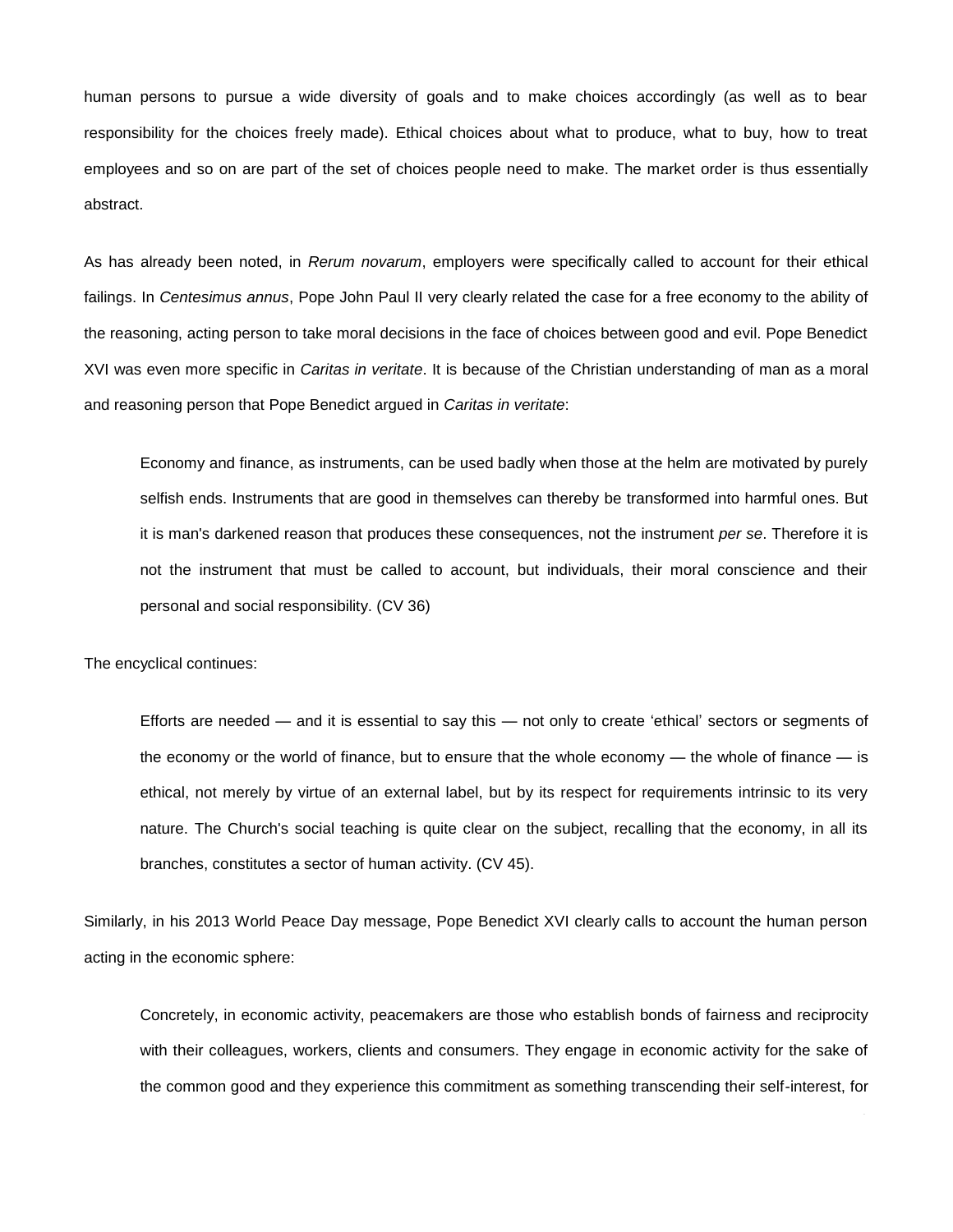human persons to pursue a wide diversity of goals and to make choices accordingly (as well as to bear responsibility for the choices freely made). Ethical choices about what to produce, what to buy, how to treat employees and so on are part of the set of choices people need to make. The market order is thus essentially abstract.

As has already been noted, in *Rerum novarum*, employers were specifically called to account for their ethical failings. In *Centesimus annus*, Pope John Paul II very clearly related the case for a free economy to the ability of the reasoning, acting person to take moral decisions in the face of choices between good and evil. Pope Benedict XVI was even more specific in *Caritas in veritate*. It is because of the Christian understanding of man as a moral and reasoning person that Pope Benedict argued in *Caritas in veritate*:

> Economy and finance, as instruments, can be used badly when those at the helm are motivated by purely selfish ends. Instruments that are good in themselves can thereby be transformed into harmful ones. But it is man's darkened reason that produces these consequences, not the instrument *per se*. Therefore it is not the instrument that must be called to account, but individuals, their moral conscience and their personal and social responsibility. (CV 36)

The encyclical continues:

> Efforts are needed — and it is essential to say this — not only to create 'ethical' sectors or segments of the economy or the world of finance, but to ensure that the whole economy — the whole of finance — is ethical, not merely by virtue of an external label, but by its respect for requirements intrinsic to its very nature. The Church's social teaching is quite clear on the subject, recalling that the economy, in all its branches, constitutes a sector of human activity. (CV 45).

Similarly, in his 2013 World Peace Day message, Pope Benedict XVI clearly calls to account the human person acting in the economic sphere:

> Concretely, in economic activity, peacemakers are those who establish bonds of fairness and reciprocity with their colleagues, workers, clients and consumers. They engage in economic activity for the sake of the common good and they experience this commitment as something transcending their self-interest, for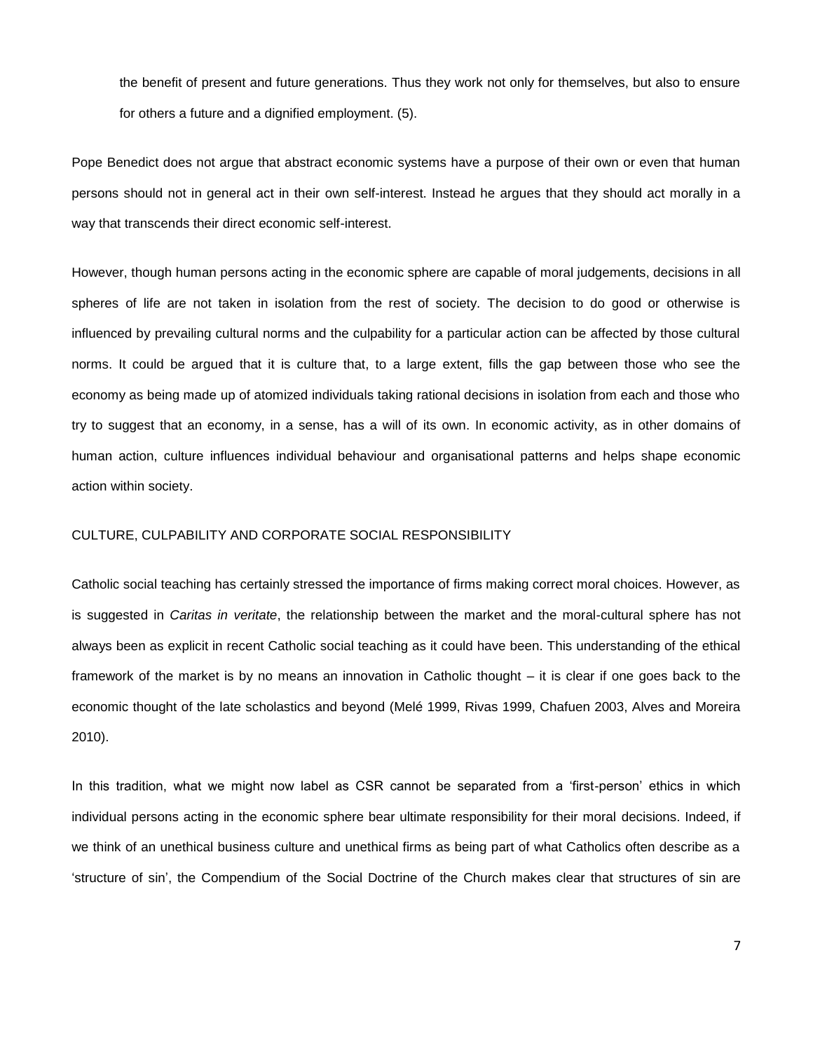> the benefit of present and future generations. Thus they work not only for themselves, but also to ensure for others a future and a dignified employment. (5).

Pope Benedict does not argue that abstract economic systems have a purpose of their own or even that human persons should not in general act in their own self-interest. Instead he argues that they should act morally in a way that transcends their direct economic self-interest.

However, though human persons acting in the economic sphere are capable of moral judgements, decisions in all spheres of life are not taken in isolation from the rest of society. The decision to do good or otherwise is influenced by prevailing cultural norms and the culpability for a particular action can be affected by those cultural norms. It could be argued that it is culture that, to a large extent, fills the gap between those who see the economy as being made up of atomized individuals taking rational decisions in isolation from each and those who try to suggest that an economy, in a sense, has a will of its own. In economic activity, as in other domains of human action, culture influences individual behaviour and organisational patterns and helps shape economic action within society.

## CULTURE, CULPABILITY AND CORPORATE SOCIAL RESPONSIBILITY

Catholic social teaching has certainly stressed the importance of firms making correct moral choices. However, as is suggested in *Caritas in veritate*, the relationship between the market and the moral-cultural sphere has not always been as explicit in recent Catholic social teaching as it could have been. This understanding of the ethical framework of the market is by no means an innovation in Catholic thought – it is clear if one goes back to the economic thought of the late scholastics and beyond (Melé 1999, Rivas 1999, Chafuen 2003, Alves and Moreira 2010).

In this tradition, what we might now label as CSR cannot be separated from a 'first-person' ethics in which individual persons acting in the economic sphere bear ultimate responsibility for their moral decisions. Indeed, if we think of an unethical business culture and unethical firms as being part of what Catholics often describe as a 'structure of sin', the Compendium of the Social Doctrine of the Church makes clear that structures of sin are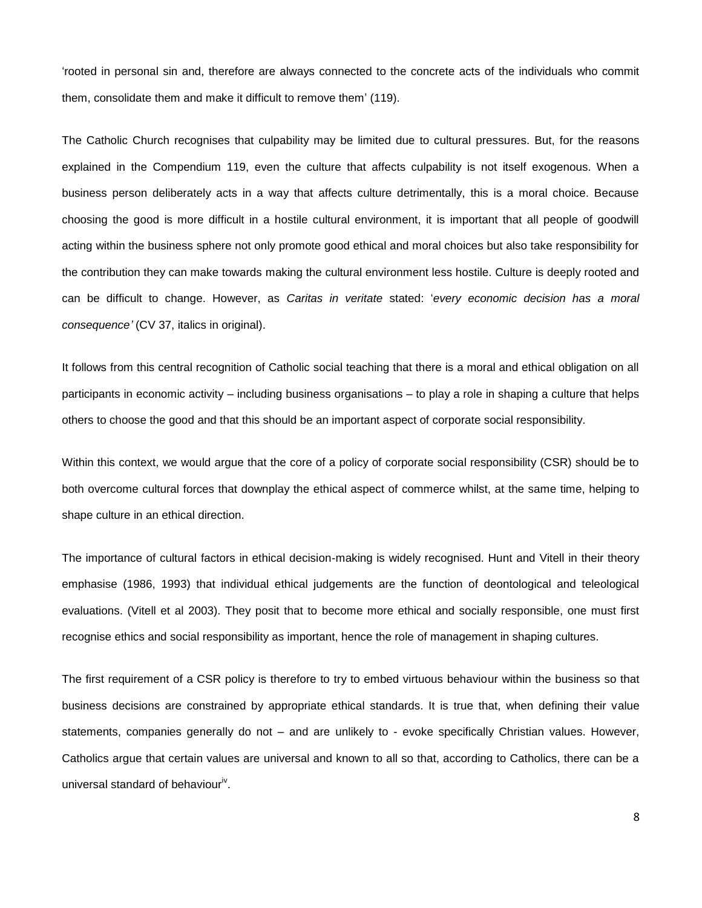'rooted in personal sin and, therefore are always connected to the concrete acts of the individuals who commit them, consolidate them and make it difficult to remove them' (119).

The Catholic Church recognises that culpability may be limited due to cultural pressures. But, for the reasons explained in the Compendium 119, even the culture that affects culpability is not itself exogenous. When a business person deliberately acts in a way that affects culture detrimentally, this is a moral choice. Because choosing the good is more difficult in a hostile cultural environment, it is important that all people of goodwill acting within the business sphere not only promote good ethical and moral choices but also take responsibility for the contribution they can make towards making the cultural environment less hostile. Culture is deeply rooted and can be difficult to change. However, as *Caritas in veritate* stated: '*every economic decision has a moral consequence'* (CV 37, italics in original).

It follows from this central recognition of Catholic social teaching that there is a moral and ethical obligation on all participants in economic activity – including business organisations – to play a role in shaping a culture that helps others to choose the good and that this should be an important aspect of corporate social responsibility.

Within this context, we would argue that the core of a policy of corporate social responsibility (CSR) should be to both overcome cultural forces that downplay the ethical aspect of commerce whilst, at the same time, helping to shape culture in an ethical direction.

The importance of cultural factors in ethical decision-making is widely recognised. Hunt and Vitell in their theory emphasise (1986, 1993) that individual ethical judgements are the function of deontological and teleological evaluations. (Vitell et al 2003). They posit that to become more ethical and socially responsible, one must first recognise ethics and social responsibility as important, hence the role of management in shaping cultures.

The first requirement of a CSR policy is therefore to try to embed virtuous behaviour within the business so that business decisions are constrained by appropriate ethical standards. It is true that, when defining their value statements, companies generally do not – and are unlikely to - evoke specifically Christian values. However, Catholics argue that certain values are universal and known to all so that, according to Catholics, there can be a universal standard of behaviour[iv].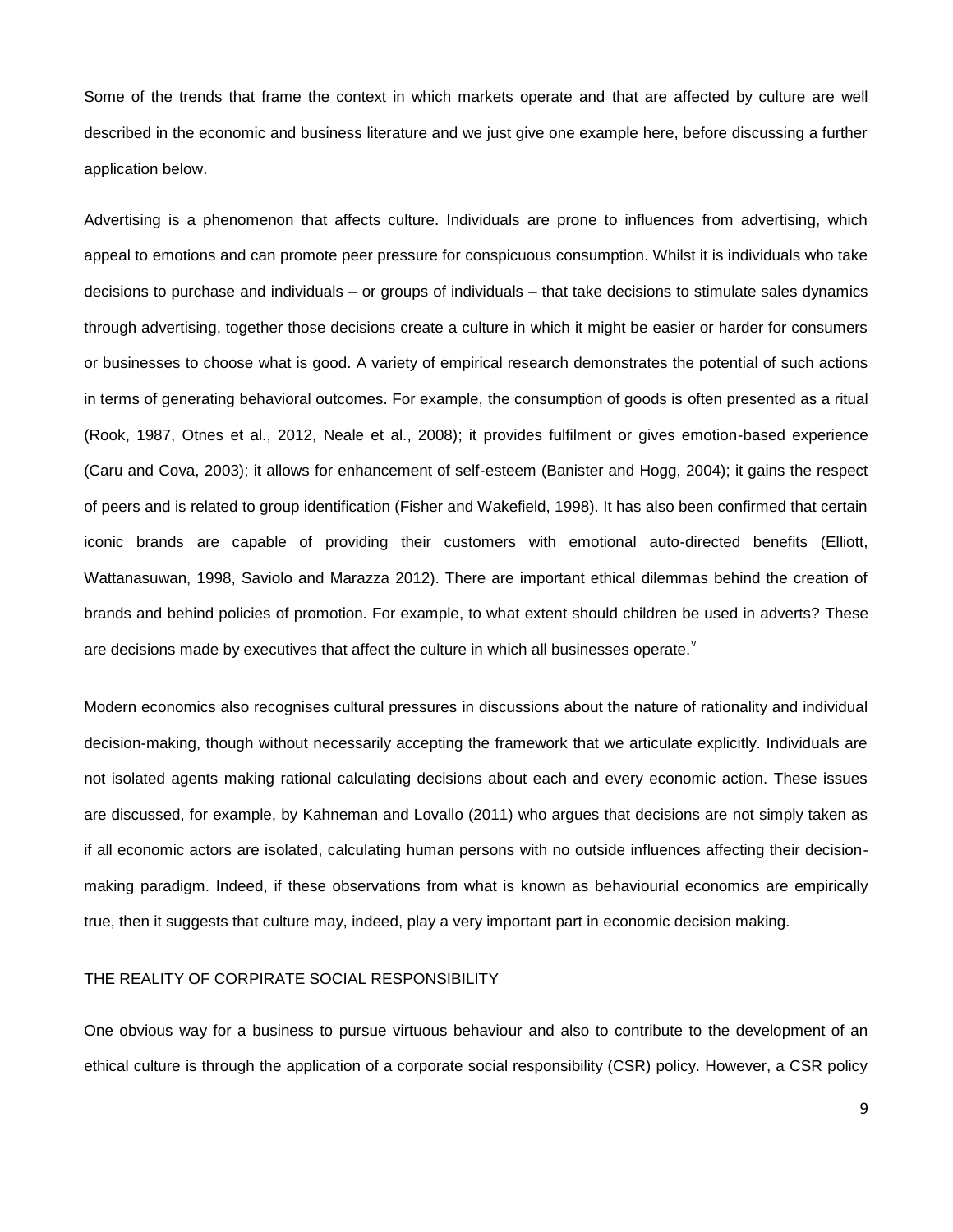Some of the trends that frame the context in which markets operate and that are affected by culture are well described in the economic and business literature and we just give one example here, before discussing a further application below.

Advertising is a phenomenon that affects culture. Individuals are prone to influences from advertising, which appeal to emotions and can promote peer pressure for conspicuous consumption. Whilst it is individuals who take decisions to purchase and individuals – or groups of individuals – that take decisions to stimulate sales dynamics through advertising, together those decisions create a culture in which it might be easier or harder for consumers or businesses to choose what is good. A variety of empirical research demonstrates the potential of such actions in terms of generating behavioral outcomes. For example, the consumption of goods is often presented as a ritual (Rook, 1987, Otnes et al., 2012, Neale et al., 2008); it provides fulfilment or gives emotion-based experience (Caru and Cova, 2003); it allows for enhancement of self-esteem (Banister and Hogg, 2004); it gains the respect of peers and is related to group identification (Fisher and Wakefield, 1998). It has also been confirmed that certain iconic brands are capable of providing their customers with emotional auto-directed benefits (Elliott, Wattanasuwan, 1998, Saviolo and Marazza 2012). There are important ethical dilemmas behind the creation of brands and behind policies of promotion. For example, to what extent should children be used in adverts? These are decisions made by executives that affect the culture in which all businesses operate.[v]

Modern economics also recognises cultural pressures in discussions about the nature of rationality and individual decision-making, though without necessarily accepting the framework that we articulate explicitly. Individuals are not isolated agents making rational calculating decisions about each and every economic action. These issues are discussed, for example, by Kahneman and Lovallo (2011) who argues that decisions are not simply taken as if all economic actors are isolated, calculating human persons with no outside influences affecting their decision-making paradigm. Indeed, if these observations from what is known as behaviourial economics are empirically true, then it suggests that culture may, indeed, play a very important part in economic decision making.

## THE REALITY OF CORPIRATE SOCIAL RESPONSIBILITY

One obvious way for a business to pursue virtuous behaviour and also to contribute to the development of an ethical culture is through the application of a corporate social responsibility (CSR) policy. However, a CSR policy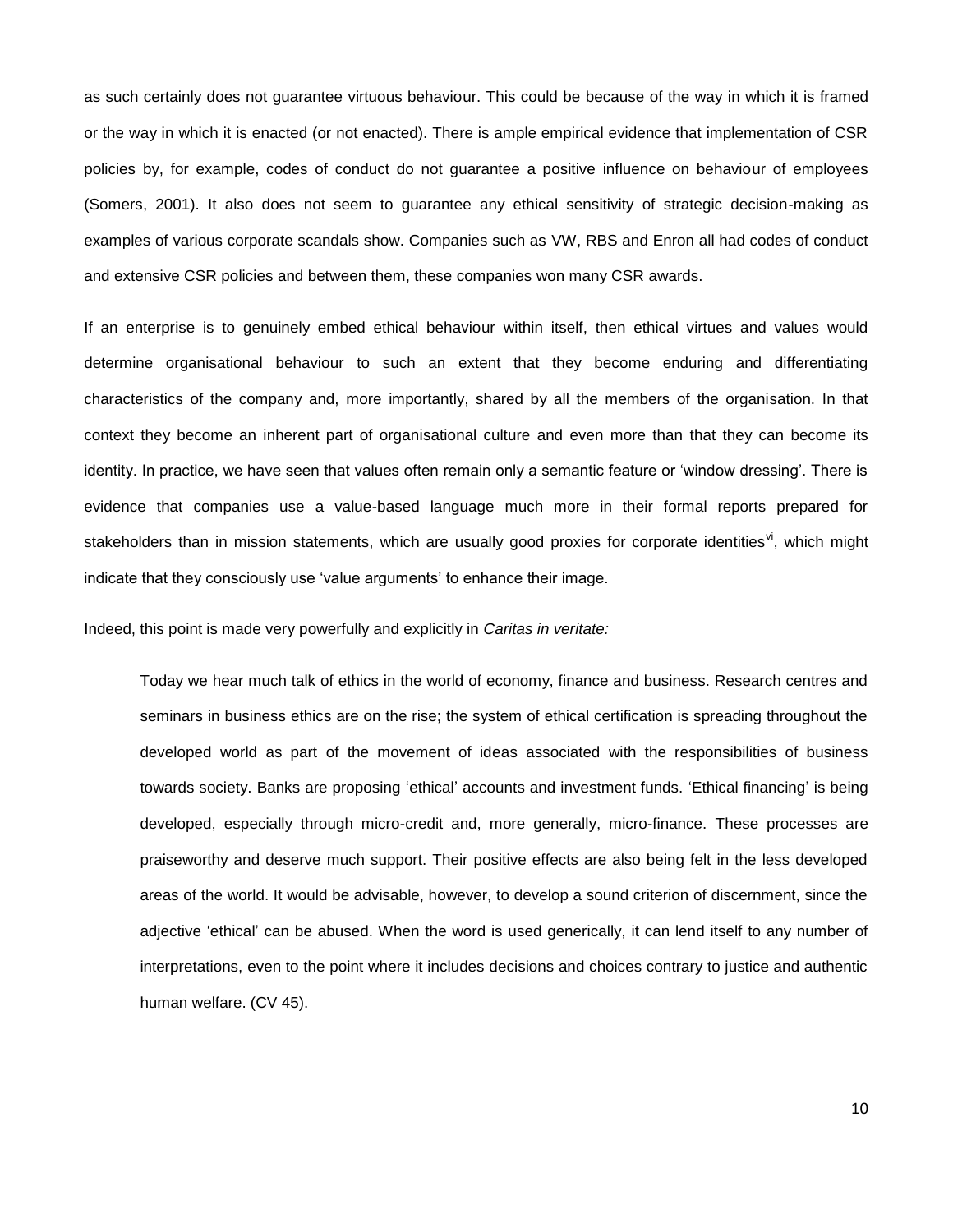as such certainly does not guarantee virtuous behaviour. This could be because of the way in which it is framed or the way in which it is enacted (or not enacted). There is ample empirical evidence that implementation of CSR policies by, for example, codes of conduct do not guarantee a positive influence on behaviour of employees (Somers, 2001). It also does not seem to guarantee any ethical sensitivity of strategic decision-making as examples of various corporate scandals show. Companies such as VW, RBS and Enron all had codes of conduct and extensive CSR policies and between them, these companies won many CSR awards.

If an enterprise is to genuinely embed ethical behaviour within itself, then ethical virtues and values would determine organisational behaviour to such an extent that they become enduring and differentiating characteristics of the company and, more importantly, shared by all the members of the organisation. In that context they become an inherent part of organisational culture and even more than that they can become its identity. In practice, we have seen that values often remain only a semantic feature or 'window dressing'. There is evidence that companies use a value-based language much more in their formal reports prepared for stakeholders than in mission statements, which are usually good proxies for corporate identities[vi], which might indicate that they consciously use 'value arguments' to enhance their image.

Indeed, this point is made very powerfully and explicitly in *Caritas in veritate:*

> Today we hear much talk of ethics in the world of economy, finance and business. Research centres and seminars in business ethics are on the rise; the system of ethical certification is spreading throughout the developed world as part of the movement of ideas associated with the responsibilities of business towards society. Banks are proposing 'ethical' accounts and investment funds. 'Ethical financing' is being developed, especially through micro-credit and, more generally, micro-finance. These processes are praiseworthy and deserve much support. Their positive effects are also being felt in the less developed areas of the world. It would be advisable, however, to develop a sound criterion of discernment, since the adjective 'ethical' can be abused. When the word is used generically, it can lend itself to any number of interpretations, even to the point where it includes decisions and choices contrary to justice and authentic human welfare. (CV 45).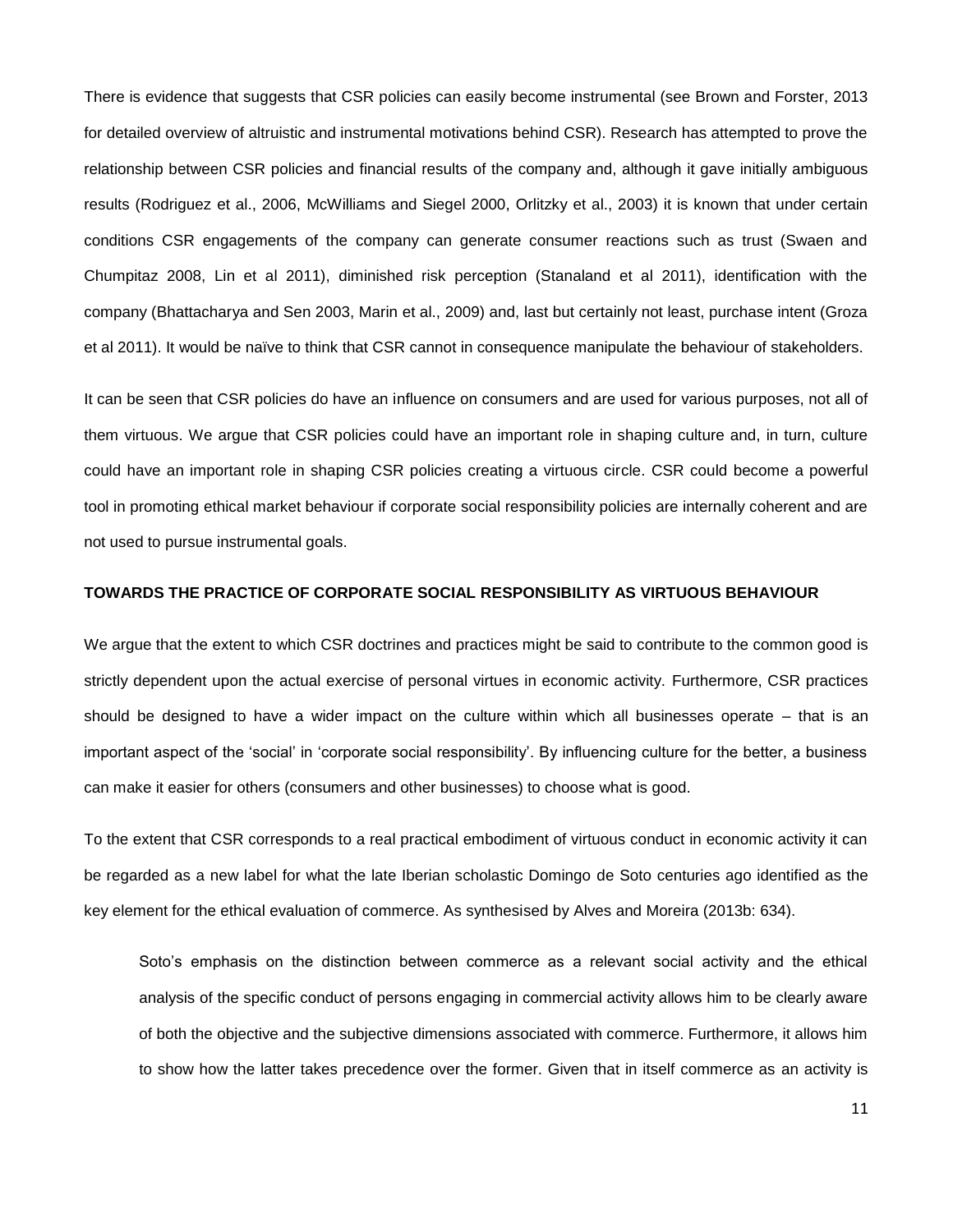There is evidence that suggests that CSR policies can easily become instrumental (see Brown and Forster, 2013 for detailed overview of altruistic and instrumental motivations behind CSR). Research has attempted to prove the relationship between CSR policies and financial results of the company and, although it gave initially ambiguous results (Rodriguez et al., 2006, McWilliams and Siegel 2000, Orlitzky et al., 2003) it is known that under certain conditions CSR engagements of the company can generate consumer reactions such as trust (Swaen and Chumpitaz 2008, Lin et al 2011), diminished risk perception (Stanaland et al 2011), identification with the company (Bhattacharya and Sen 2003, Marin et al., 2009) and, last but certainly not least, purchase intent (Groza et al 2011). It would be naïve to think that CSR cannot in consequence manipulate the behaviour of stakeholders.

It can be seen that CSR policies do have an influence on consumers and are used for various purposes, not all of them virtuous. We argue that CSR policies could have an important role in shaping culture and, in turn, culture could have an important role in shaping CSR policies creating a virtuous circle. CSR could become a powerful tool in promoting ethical market behaviour if corporate social responsibility policies are internally coherent and are not used to pursue instrumental goals.

## TOWARDS THE PRACTICE OF CORPORATE SOCIAL RESPONSIBILITY AS VIRTUOUS BEHAVIOUR

We argue that the extent to which CSR doctrines and practices might be said to contribute to the common good is strictly dependent upon the actual exercise of personal virtues in economic activity. Furthermore, CSR practices should be designed to have a wider impact on the culture within which all businesses operate – that is an important aspect of the 'social' in 'corporate social responsibility'. By influencing culture for the better, a business can make it easier for others (consumers and other businesses) to choose what is good.

To the extent that CSR corresponds to a real practical embodiment of virtuous conduct in economic activity it can be regarded as a new label for what the late Iberian scholastic Domingo de Soto centuries ago identified as the key element for the ethical evaluation of commerce. As synthesised by Alves and Moreira (2013b: 634).

> Soto's emphasis on the distinction between commerce as a relevant social activity and the ethical analysis of the specific conduct of persons engaging in commercial activity allows him to be clearly aware of both the objective and the subjective dimensions associated with commerce. Furthermore, it allows him to show how the latter takes precedence over the former. Given that in itself commerce as an activity is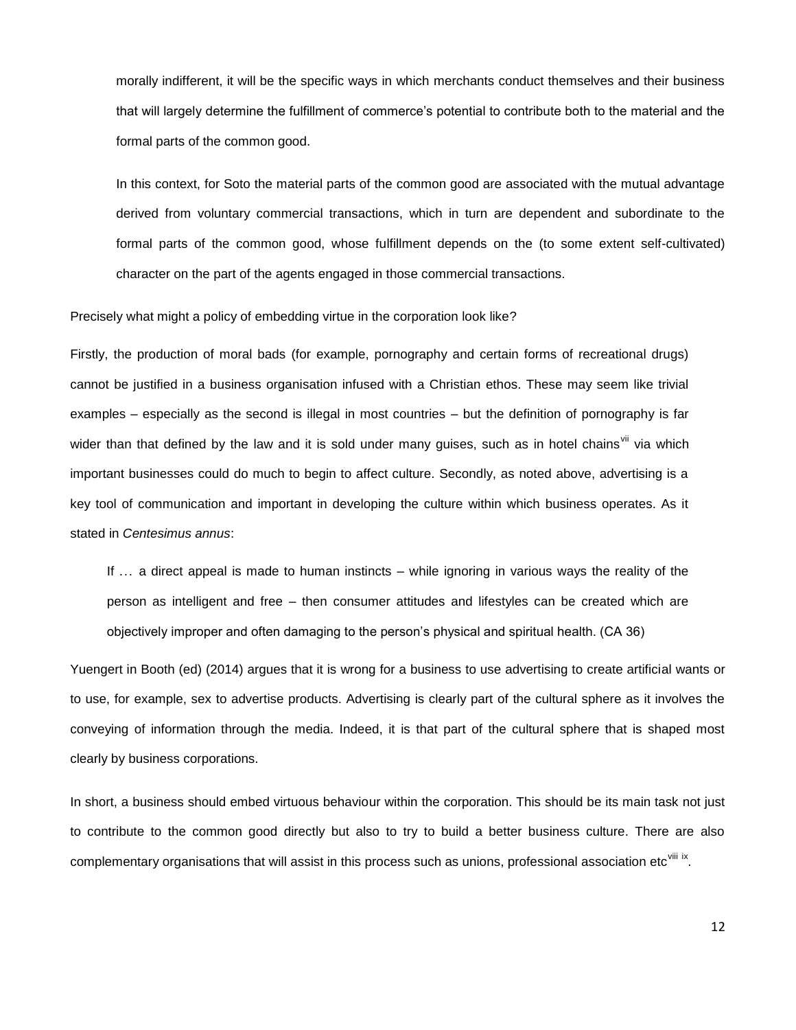morally indifferent, it will be the specific ways in which merchants conduct themselves and their business that will largely determine the fulfillment of commerce's potential to contribute both to the material and the formal parts of the common good.

> In this context, for Soto the material parts of the common good are associated with the mutual advantage derived from voluntary commercial transactions, which in turn are dependent and subordinate to the formal parts of the common good, whose fulfillment depends on the (to some extent self-cultivated) character on the part of the agents engaged in those commercial transactions.

Precisely what might a policy of embedding virtue in the corporation look like?

Firstly, the production of moral bads (for example, pornography and certain forms of recreational drugs) cannot be justified in a business organisation infused with a Christian ethos. These may seem like trivial examples – especially as the second is illegal in most countries – but the definition of pornography is far wider than that defined by the law and it is sold under many guises, such as in hotel chains[vii] via which important businesses could do much to begin to affect culture. Secondly, as noted above, advertising is a key tool of communication and important in developing the culture within which business operates. As it stated in *Centesimus annus*:

> If … a direct appeal is made to human instincts – while ignoring in various ways the reality of the person as intelligent and free – then consumer attitudes and lifestyles can be created which are objectively improper and often damaging to the person's physical and spiritual health. (CA 36)

Yuengert in Booth (ed) (2014) argues that it is wrong for a business to use advertising to create artificial wants or to use, for example, sex to advertise products. Advertising is clearly part of the cultural sphere as it involves the conveying of information through the media. Indeed, it is that part of the cultural sphere that is shaped most clearly by business corporations.

In short, a business should embed virtuous behaviour within the corporation. This should be its main task not just to contribute to the common good directly but also to try to build a better business culture. There are also complementary organisations that will assist in this process such as unions, professional association etc[viii ix].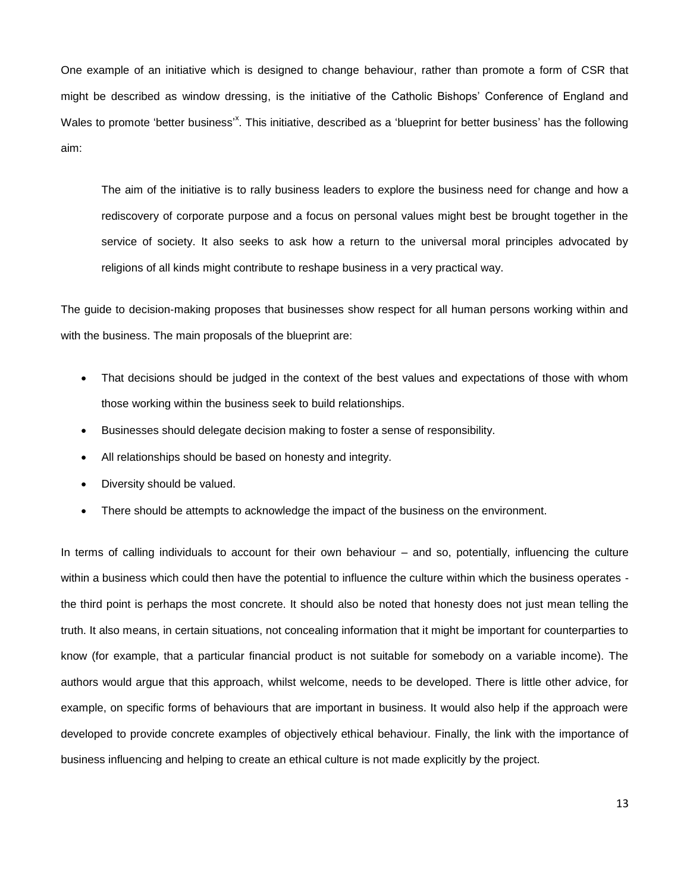One example of an initiative which is designed to change behaviour, rather than promote a form of CSR that might be described as window dressing, is the initiative of the Catholic Bishops' Conference of England and Wales to promote 'better business'[x]. This initiative, described as a 'blueprint for better business' has the following aim:

> The aim of the initiative is to rally business leaders to explore the business need for change and how a rediscovery of corporate purpose and a focus on personal values might best be brought together in the service of society. It also seeks to ask how a return to the universal moral principles advocated by religions of all kinds might contribute to reshape business in a very practical way.

The guide to decision-making proposes that businesses show respect for all human persons working within and with the business. The main proposals of the blueprint are:

- That decisions should be judged in the context of the best values and expectations of those with whom those working within the business seek to build relationships.
- Businesses should delegate decision making to foster a sense of responsibility.
- All relationships should be based on honesty and integrity.
- Diversity should be valued.
- There should be attempts to acknowledge the impact of the business on the environment.

In terms of calling individuals to account for their own behaviour – and so, potentially, influencing the culture within a business which could then have the potential to influence the culture within which the business operates - the third point is perhaps the most concrete. It should also be noted that honesty does not just mean telling the truth. It also means, in certain situations, not concealing information that it might be important for counterparties to know (for example, that a particular financial product is not suitable for somebody on a variable income). The authors would argue that this approach, whilst welcome, needs to be developed. There is little other advice, for example, on specific forms of behaviours that are important in business. It would also help if the approach were developed to provide concrete examples of objectively ethical behaviour. Finally, the link with the importance of business influencing and helping to create an ethical culture is not made explicitly by the project.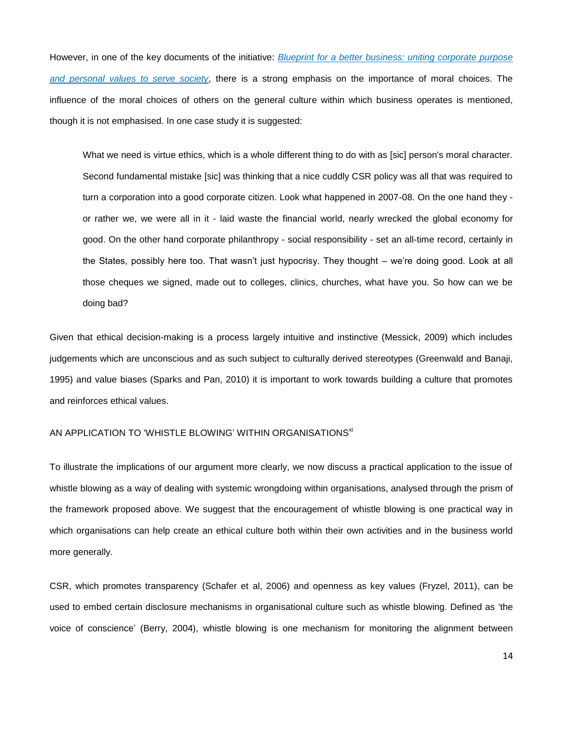However, in one of the key documents of the initiative: *Blueprint for a better business: uniting corporate purpose and personal values to serve society*, there is a strong emphasis on the importance of moral choices. The influence of the moral choices of others on the general culture within which business operates is mentioned, though it is not emphasised. In one case study it is suggested:

> What we need is virtue ethics, which is a whole different thing to do with as [sic] person's moral character. Second fundamental mistake [sic] was thinking that a nice cuddly CSR policy was all that was required to turn a corporation into a good corporate citizen. Look what happened in 2007-08. On the one hand they - or rather we, we were all in it - laid waste the financial world, nearly wrecked the global economy for good. On the other hand corporate philanthropy - social responsibility - set an all-time record, certainly in the States, possibly here too. That wasn't just hypocrisy. They thought – we're doing good. Look at all those cheques we signed, made out to colleges, clinics, churches, what have you. So how can we be doing bad?

Given that ethical decision-making is a process largely intuitive and instinctive (Messick, 2009) which includes judgements which are unconscious and as such subject to culturally derived stereotypes (Greenwald and Banaji, 1995) and value biases (Sparks and Pan, 2010) it is important to work towards building a culture that promotes and reinforces ethical values.

## AN APPLICATION TO 'WHISTLE BLOWING' WITHIN ORGANISATIONS[xi]

To illustrate the implications of our argument more clearly, we now discuss a practical application to the issue of whistle blowing as a way of dealing with systemic wrongdoing within organisations, analysed through the prism of the framework proposed above. We suggest that the encouragement of whistle blowing is one practical way in which organisations can help create an ethical culture both within their own activities and in the business world more generally.

CSR, which promotes transparency (Schafer et al, 2006) and openness as key values (Fryzel, 2011), can be used to embed certain disclosure mechanisms in organisational culture such as whistle blowing. Defined as 'the voice of conscience' (Berry, 2004), whistle blowing is one mechanism for monitoring the alignment between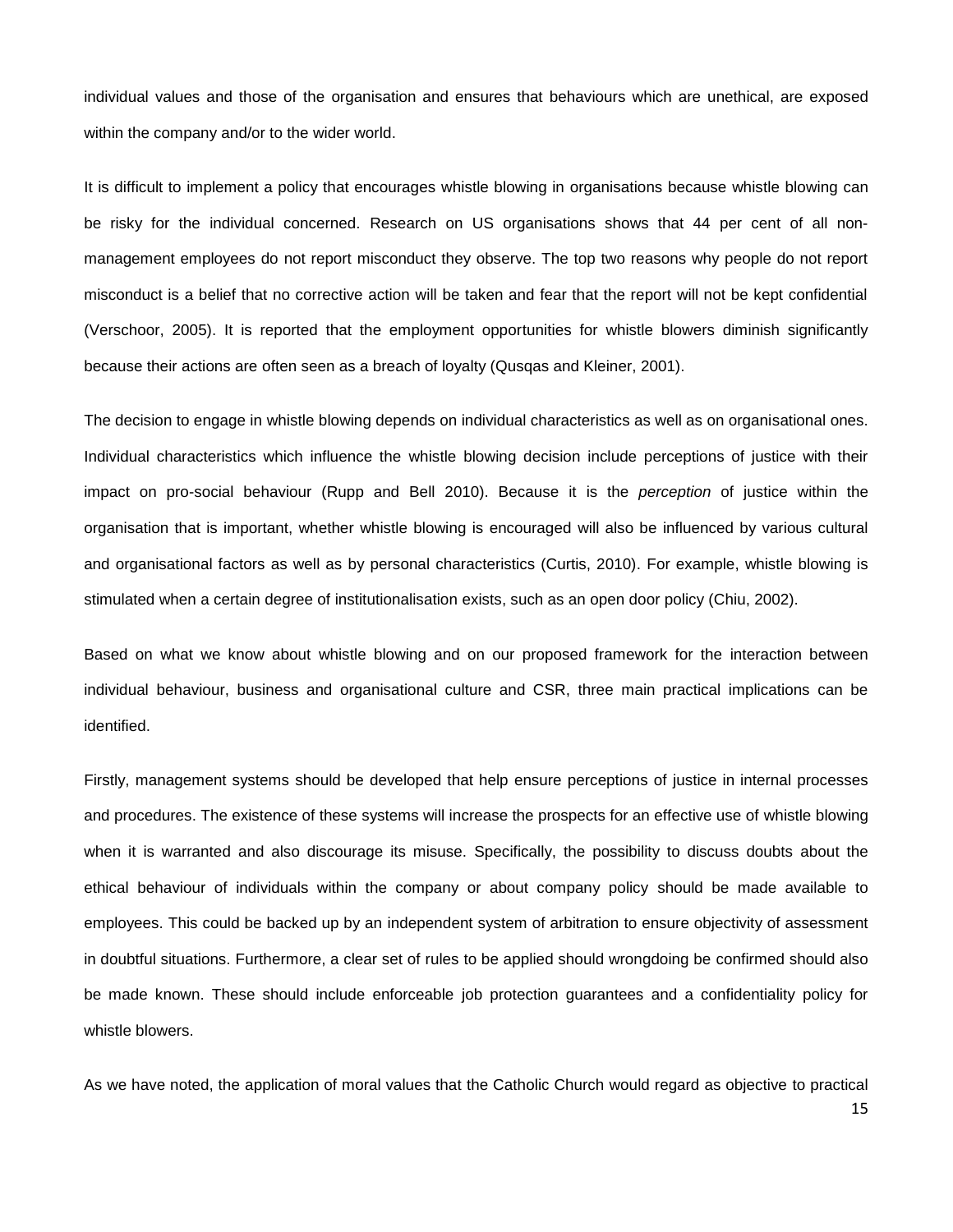individual values and those of the organisation and ensures that behaviours which are unethical, are exposed within the company and/or to the wider world.

It is difficult to implement a policy that encourages whistle blowing in organisations because whistle blowing can be risky for the individual concerned. Research on US organisations shows that 44 per cent of all non-management employees do not report misconduct they observe. The top two reasons why people do not report misconduct is a belief that no corrective action will be taken and fear that the report will not be kept confidential (Verschoor, 2005). It is reported that the employment opportunities for whistle blowers diminish significantly because their actions are often seen as a breach of loyalty (Qusqas and Kleiner, 2001).

The decision to engage in whistle blowing depends on individual characteristics as well as on organisational ones. Individual characteristics which influence the whistle blowing decision include perceptions of justice with their impact on pro-social behaviour (Rupp and Bell 2010). Because it is the *perception* of justice within the organisation that is important, whether whistle blowing is encouraged will also be influenced by various cultural and organisational factors as well as by personal characteristics (Curtis, 2010). For example, whistle blowing is stimulated when a certain degree of institutionalisation exists, such as an open door policy (Chiu, 2002).

Based on what we know about whistle blowing and on our proposed framework for the interaction between individual behaviour, business and organisational culture and CSR, three main practical implications can be identified.

Firstly, management systems should be developed that help ensure perceptions of justice in internal processes and procedures. The existence of these systems will increase the prospects for an effective use of whistle blowing when it is warranted and also discourage its misuse. Specifically, the possibility to discuss doubts about the ethical behaviour of individuals within the company or about company policy should be made available to employees. This could be backed up by an independent system of arbitration to ensure objectivity of assessment in doubtful situations. Furthermore, a clear set of rules to be applied should wrongdoing be confirmed should also be made known. These should include enforceable job protection guarantees and a confidentiality policy for whistle blowers.

As we have noted, the application of moral values that the Catholic Church would regard as objective to practical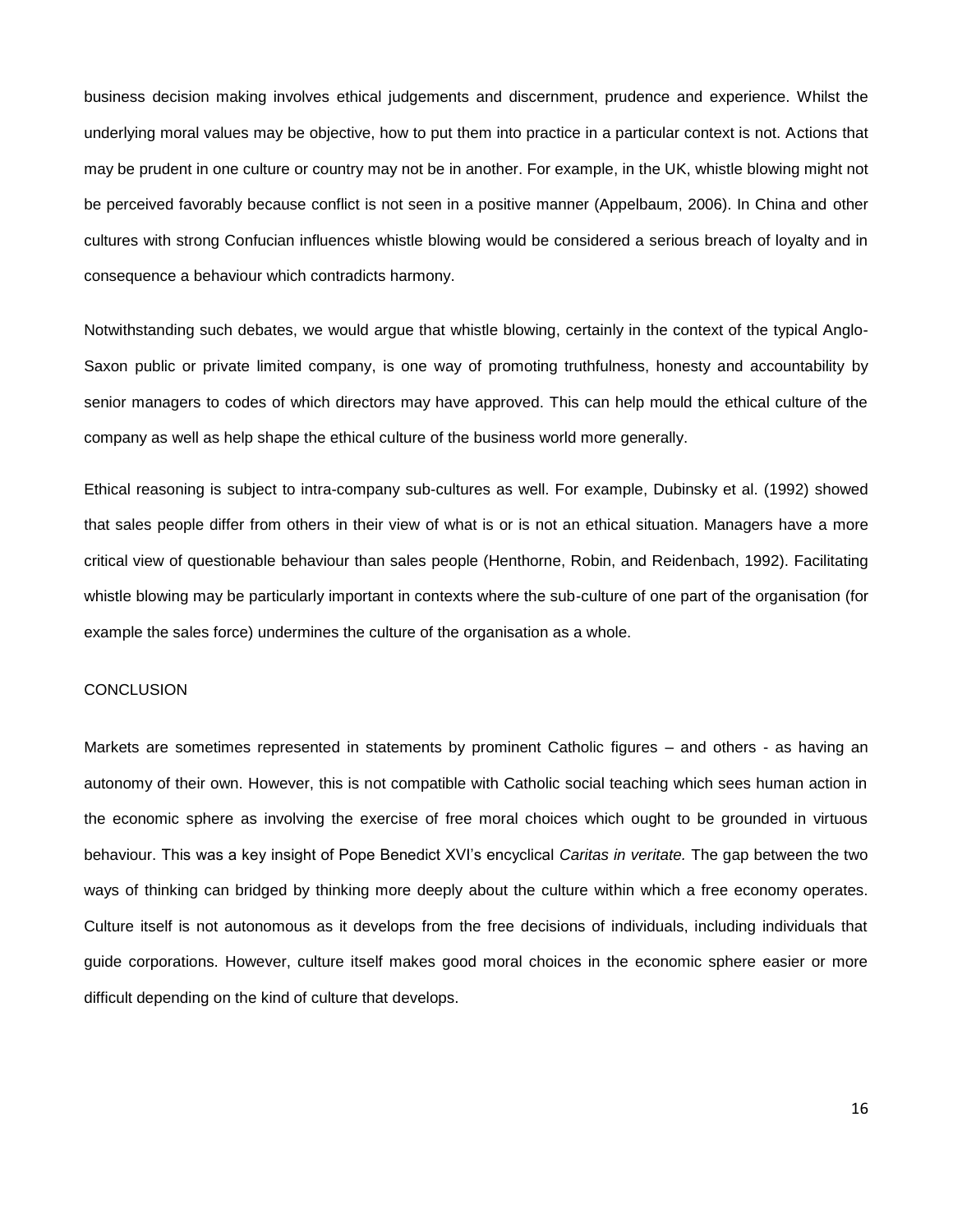business decision making involves ethical judgements and discernment, prudence and experience. Whilst the underlying moral values may be objective, how to put them into practice in a particular context is not. Actions that may be prudent in one culture or country may not be in another. For example, in the UK, whistle blowing might not be perceived favorably because conflict is not seen in a positive manner (Appelbaum, 2006). In China and other cultures with strong Confucian influences whistle blowing would be considered a serious breach of loyalty and in consequence a behaviour which contradicts harmony.

Notwithstanding such debates, we would argue that whistle blowing, certainly in the context of the typical Anglo-Saxon public or private limited company, is one way of promoting truthfulness, honesty and accountability by senior managers to codes of which directors may have approved. This can help mould the ethical culture of the company as well as help shape the ethical culture of the business world more generally.

Ethical reasoning is subject to intra-company sub-cultures as well. For example, Dubinsky et al. (1992) showed that sales people differ from others in their view of what is or is not an ethical situation. Managers have a more critical view of questionable behaviour than sales people (Henthorne, Robin, and Reidenbach, 1992). Facilitating whistle blowing may be particularly important in contexts where the sub-culture of one part of the organisation (for example the sales force) undermines the culture of the organisation as a whole.

## CONCLUSION

Markets are sometimes represented in statements by prominent Catholic figures – and others - as having an autonomy of their own. However, this is not compatible with Catholic social teaching which sees human action in the economic sphere as involving the exercise of free moral choices which ought to be grounded in virtuous behaviour. This was a key insight of Pope Benedict XVI's encyclical *Caritas in veritate.* The gap between the two ways of thinking can bridged by thinking more deeply about the culture within which a free economy operates. Culture itself is not autonomous as it develops from the free decisions of individuals, including individuals that guide corporations. However, culture itself makes good moral choices in the economic sphere easier or more difficult depending on the kind of culture that develops.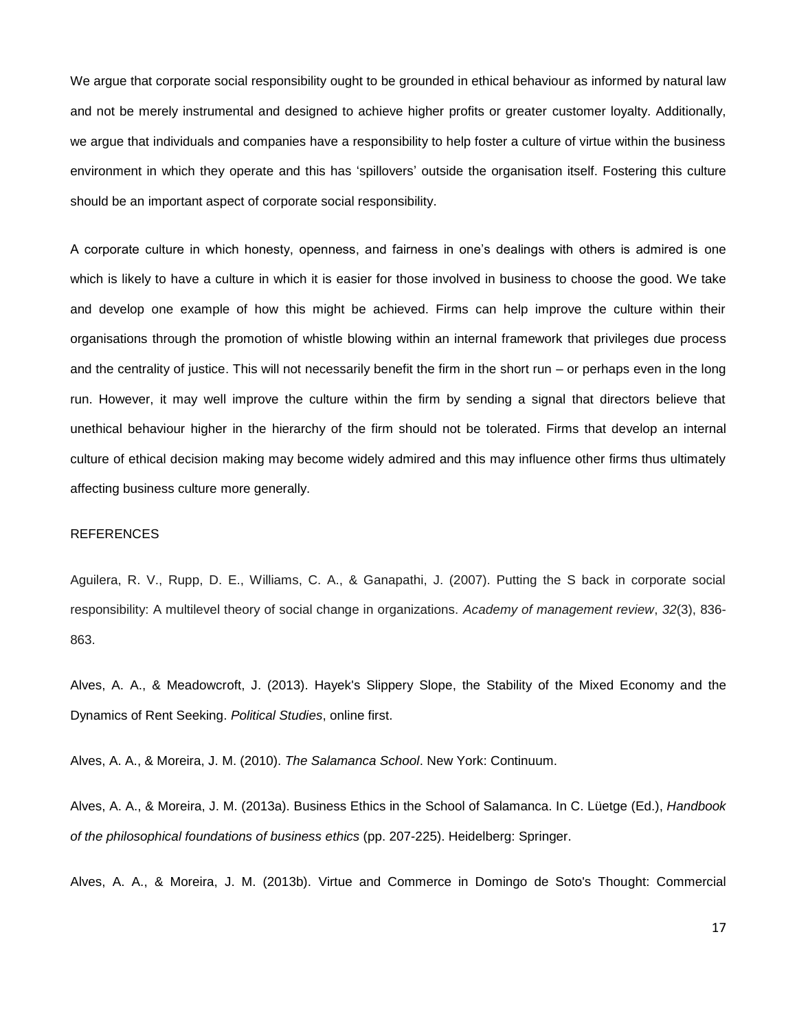We argue that corporate social responsibility ought to be grounded in ethical behaviour as informed by natural law and not be merely instrumental and designed to achieve higher profits or greater customer loyalty. Additionally, we argue that individuals and companies have a responsibility to help foster a culture of virtue within the business environment in which they operate and this has 'spillovers' outside the organisation itself. Fostering this culture should be an important aspect of corporate social responsibility.

A corporate culture in which honesty, openness, and fairness in one's dealings with others is admired is one which is likely to have a culture in which it is easier for those involved in business to choose the good. We take and develop one example of how this might be achieved. Firms can help improve the culture within their organisations through the promotion of whistle blowing within an internal framework that privileges due process and the centrality of justice. This will not necessarily benefit the firm in the short run – or perhaps even in the long run. However, it may well improve the culture within the firm by sending a signal that directors believe that unethical behaviour higher in the hierarchy of the firm should not be tolerated. Firms that develop an internal culture of ethical decision making may become widely admired and this may influence other firms thus ultimately affecting business culture more generally.

## REFERENCES

Aguilera, R. V., Rupp, D. E., Williams, C. A., & Ganapathi, J. (2007). Putting the S back in corporate social responsibility: A multilevel theory of social change in organizations. *Academy of management review*, *32*(3), 836-863.

Alves, A. A., & Meadowcroft, J. (2013). Hayek's Slippery Slope, the Stability of the Mixed Economy and the Dynamics of Rent Seeking. *Political Studies*, online first.

Alves, A. A., & Moreira, J. M. (2010). *The Salamanca School*. New York: Continuum.

Alves, A. A., & Moreira, J. M. (2013a). Business Ethics in the School of Salamanca. In C. Lüetge (Ed.), *Handbook of the philosophical foundations of business ethics* (pp. 207-225). Heidelberg: Springer.

Alves, A. A., & Moreira, J. M. (2013b). Virtue and Commerce in Domingo de Soto's Thought: Commercial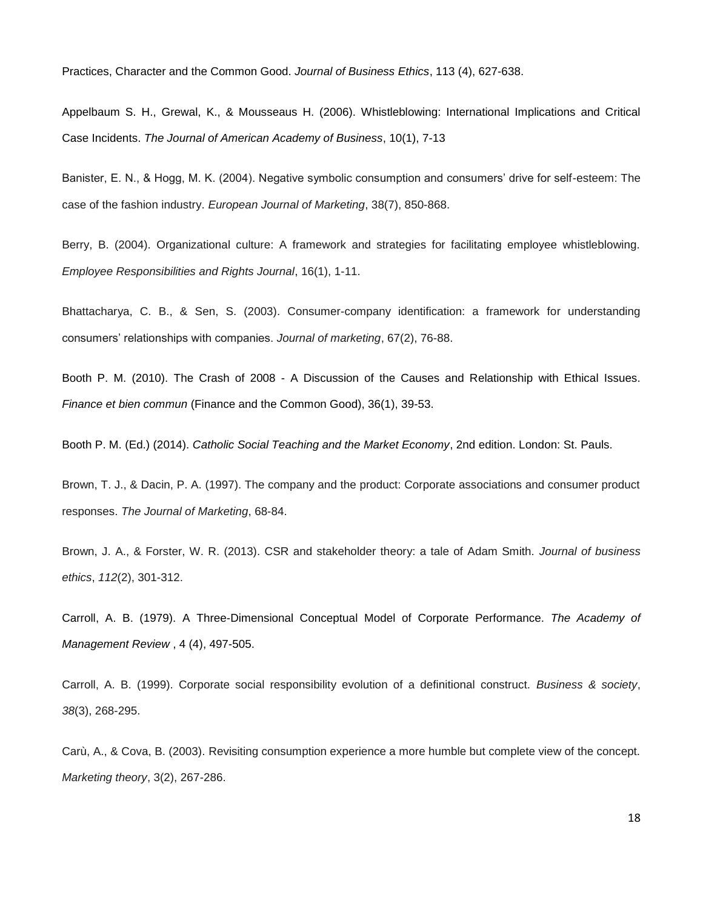Practices, Character and the Common Good. *Journal of Business Ethics*, 113 (4), 627-638.

Appelbaum S. H., Grewal, K., & Mousseaus H. (2006). Whistleblowing: International Implications and Critical Case Incidents. *The Journal of American Academy of Business*, 10(1), 7-13

Banister, E. N., & Hogg, M. K. (2004). Negative symbolic consumption and consumers' drive for self-esteem: The case of the fashion industry. *European Journal of Marketing*, 38(7), 850-868.

Berry, B. (2004). Organizational culture: A framework and strategies for facilitating employee whistleblowing. *Employee Responsibilities and Rights Journal*, 16(1), 1-11.

Bhattacharya, C. B., & Sen, S. (2003). Consumer-company identification: a framework for understanding consumers' relationships with companies. *Journal of marketing*, 67(2), 76-88.

Booth P. M. (2010). The Crash of 2008 - A Discussion of the Causes and Relationship with Ethical Issues. *Finance et bien commun* (Finance and the Common Good), 36(1), 39-53.

Booth P. M. (Ed.) (2014). *Catholic Social Teaching and the Market Economy*, 2nd edition. London: St. Pauls.

Brown, T. J., & Dacin, P. A. (1997). The company and the product: Corporate associations and consumer product responses. *The Journal of Marketing*, 68-84.

Brown, J. A., & Forster, W. R. (2013). CSR and stakeholder theory: a tale of Adam Smith. *Journal of business ethics*, *112*(2), 301-312.

Carroll, A. B. (1979). A Three-Dimensional Conceptual Model of Corporate Performance. *The Academy of Management Review* , 4 (4), 497-505.

Carroll, A. B. (1999). Corporate social responsibility evolution of a definitional construct. *Business & society*, *38*(3), 268-295.

Carù, A., & Cova, B. (2003). Revisiting consumption experience a more humble but complete view of the concept. *Marketing theory*, 3(2), 267-286.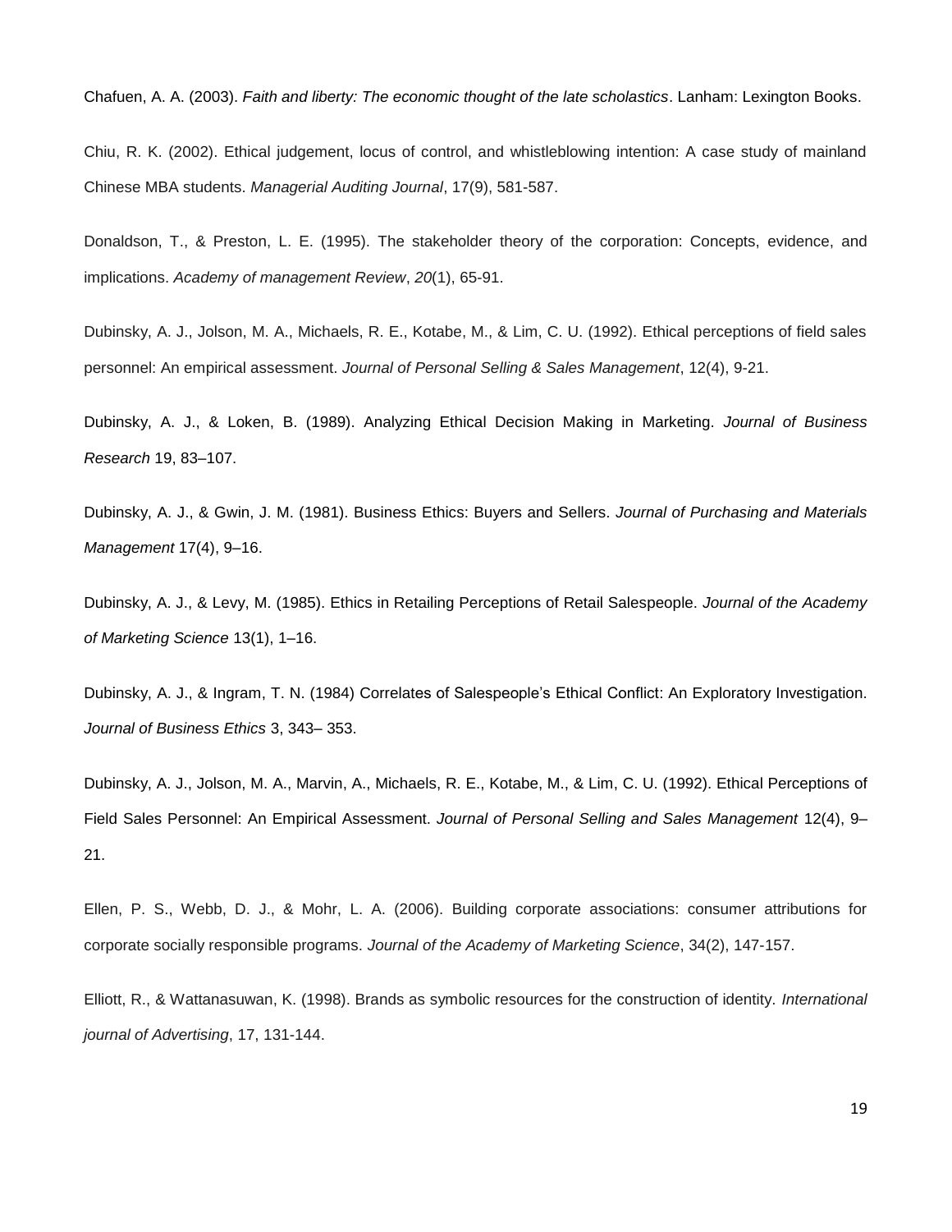Chafuen, A. A. (2003). *Faith and liberty: The economic thought of the late scholastics*. Lanham: Lexington Books.

Chiu, R. K. (2002). Ethical judgement, locus of control, and whistleblowing intention: A case study of mainland Chinese MBA students. *Managerial Auditing Journal*, 17(9), 581-587.

Donaldson, T., & Preston, L. E. (1995). The stakeholder theory of the corporation: Concepts, evidence, and implications. *Academy of management Review*, *20*(1), 65-91.

Dubinsky, A. J., Jolson, M. A., Michaels, R. E., Kotabe, M., & Lim, C. U. (1992). Ethical perceptions of field sales personnel: An empirical assessment. *Journal of Personal Selling & Sales Management*, 12(4), 9-21.

Dubinsky, A. J., & Loken, B. (1989). Analyzing Ethical Decision Making in Marketing. *Journal of Business Research* 19, 83–107.

Dubinsky, A. J., & Gwin, J. M. (1981). Business Ethics: Buyers and Sellers. *Journal of Purchasing and Materials Management* 17(4), 9–16.

Dubinsky, A. J., & Levy, M. (1985). Ethics in Retailing Perceptions of Retail Salespeople. *Journal of the Academy of Marketing Science* 13(1), 1–16.

Dubinsky, A. J., & Ingram, T. N. (1984) Correlates of Salespeople's Ethical Conflict: An Exploratory Investigation. *Journal of Business Ethics* 3, 343– 353.

Dubinsky, A. J., Jolson, M. A., Marvin, A., Michaels, R. E., Kotabe, M., & Lim, C. U. (1992). Ethical Perceptions of Field Sales Personnel: An Empirical Assessment. *Journal of Personal Selling and Sales Management* 12(4), 9–21.

Ellen, P. S., Webb, D. J., & Mohr, L. A. (2006). Building corporate associations: consumer attributions for corporate socially responsible programs. *Journal of the Academy of Marketing Science*, 34(2), 147-157.

Elliott, R., & Wattanasuwan, K. (1998). Brands as symbolic resources for the construction of identity. *International journal of Advertising*, 17, 131-144.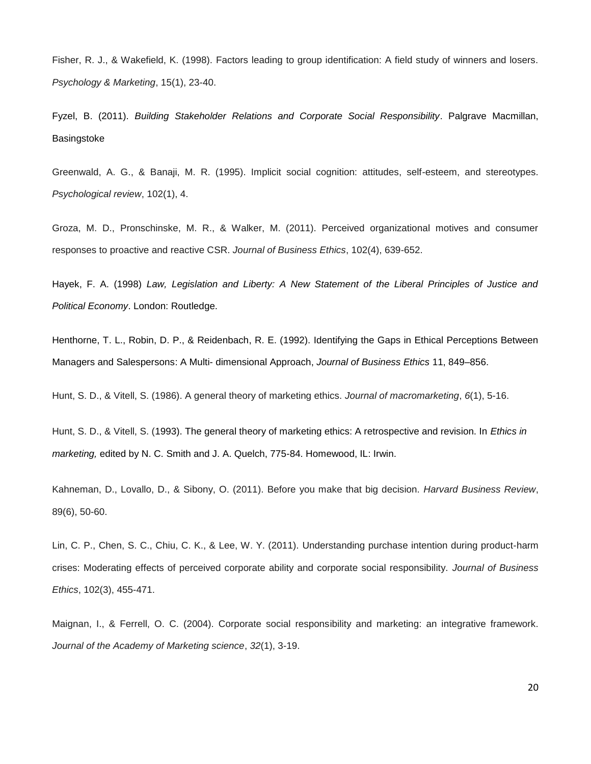Fisher, R. J., & Wakefield, K. (1998). Factors leading to group identification: A field study of winners and losers. *Psychology & Marketing*, 15(1), 23-40.

Fyzel, B. (2011). *Building Stakeholder Relations and Corporate Social Responsibility*. Palgrave Macmillan, Basingstoke

Greenwald, A. G., & Banaji, M. R. (1995). Implicit social cognition: attitudes, self-esteem, and stereotypes. *Psychological review*, 102(1), 4.

Groza, M. D., Pronschinske, M. R., & Walker, M. (2011). Perceived organizational motives and consumer responses to proactive and reactive CSR. *Journal of Business Ethics*, 102(4), 639-652.

Hayek, F. A. (1998) *Law, Legislation and Liberty: A New Statement of the Liberal Principles of Justice and Political Economy*. London: Routledge.

Henthorne, T. L., Robin, D. P., & Reidenbach, R. E. (1992). Identifying the Gaps in Ethical Perceptions Between Managers and Salespersons: A Multi- dimensional Approach, *Journal of Business Ethics* 11, 849–856.

Hunt, S. D., & Vitell, S. (1986). A general theory of marketing ethics. *Journal of macromarketing*, *6*(1), 5-16.

Hunt, S. D., & Vitell, S. (1993). The general theory of marketing ethics: A retrospective and revision. In *Ethics in marketing,* edited by N. C. Smith and J. A. Quelch, 775-84. Homewood, IL: Irwin.

Kahneman, D., Lovallo, D., & Sibony, O. (2011). Before you make that big decision. *Harvard Business Review*, 89(6), 50-60.

Lin, C. P., Chen, S. C., Chiu, C. K., & Lee, W. Y. (2011). Understanding purchase intention during product-harm crises: Moderating effects of perceived corporate ability and corporate social responsibility. *Journal of Business Ethics*, 102(3), 455-471.

Maignan, I., & Ferrell, O. C. (2004). Corporate social responsibility and marketing: an integrative framework. *Journal of the Academy of Marketing science*, *32*(1), 3-19.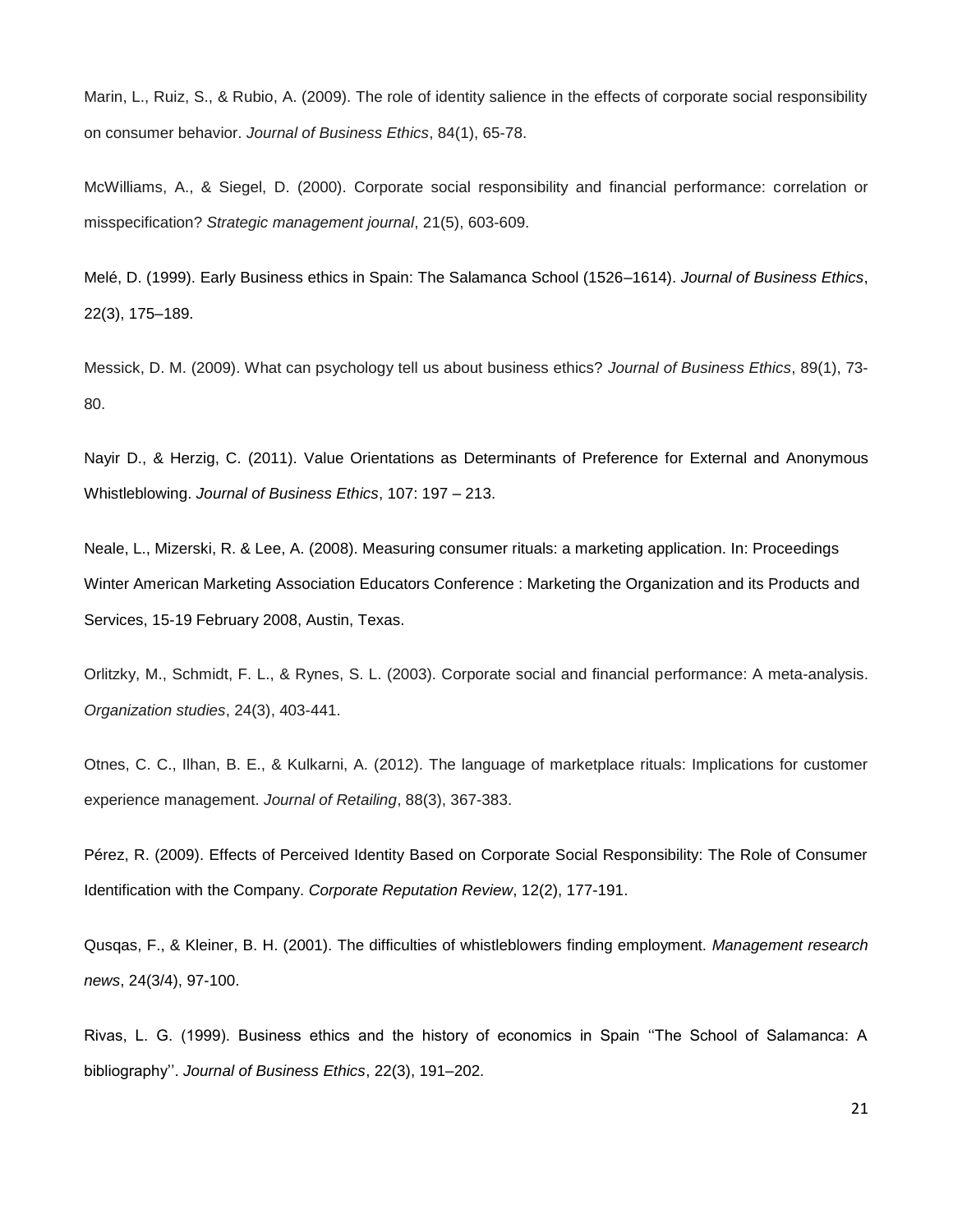Marin, L., Ruiz, S., & Rubio, A. (2009). The role of identity salience in the effects of corporate social responsibility on consumer behavior. *Journal of Business Ethics*, 84(1), 65-78.

McWilliams, A., & Siegel, D. (2000). Corporate social responsibility and financial performance: correlation or misspecification? *Strategic management journal*, 21(5), 603-609.

Melé, D. (1999). Early Business ethics in Spain: The Salamanca School (1526–1614). *Journal of Business Ethics*, 22(3), 175–189.

Messick, D. M. (2009). What can psychology tell us about business ethics? *Journal of Business Ethics*, 89(1), 73-80.

Nayir D., & Herzig, C. (2011). Value Orientations as Determinants of Preference for External and Anonymous Whistleblowing. *Journal of Business Ethics*, 107: 197 – 213.

Neale, L., Mizerski, R. & Lee, A. (2008). Measuring consumer rituals: a marketing application. In: Proceedings Winter American Marketing Association Educators Conference : Marketing the Organization and its Products and Services, 15-19 February 2008, Austin, Texas.

Orlitzky, M., Schmidt, F. L., & Rynes, S. L. (2003). Corporate social and financial performance: A meta-analysis. *Organization studies*, 24(3), 403-441.

Otnes, C. C., Ilhan, B. E., & Kulkarni, A. (2012). The language of marketplace rituals: Implications for customer experience management. *Journal of Retailing*, 88(3), 367-383.

Pérez, R. (2009). Effects of Perceived Identity Based on Corporate Social Responsibility: The Role of Consumer Identification with the Company. *Corporate Reputation Review*, 12(2), 177-191.

Qusqas, F., & Kleiner, B. H. (2001). The difficulties of whistleblowers finding employment. *Management research news*, 24(3/4), 97-100.

Rivas, L. G. (1999). Business ethics and the history of economics in Spain ''The School of Salamanca: A bibliography''. *Journal of Business Ethics*, 22(3), 191–202.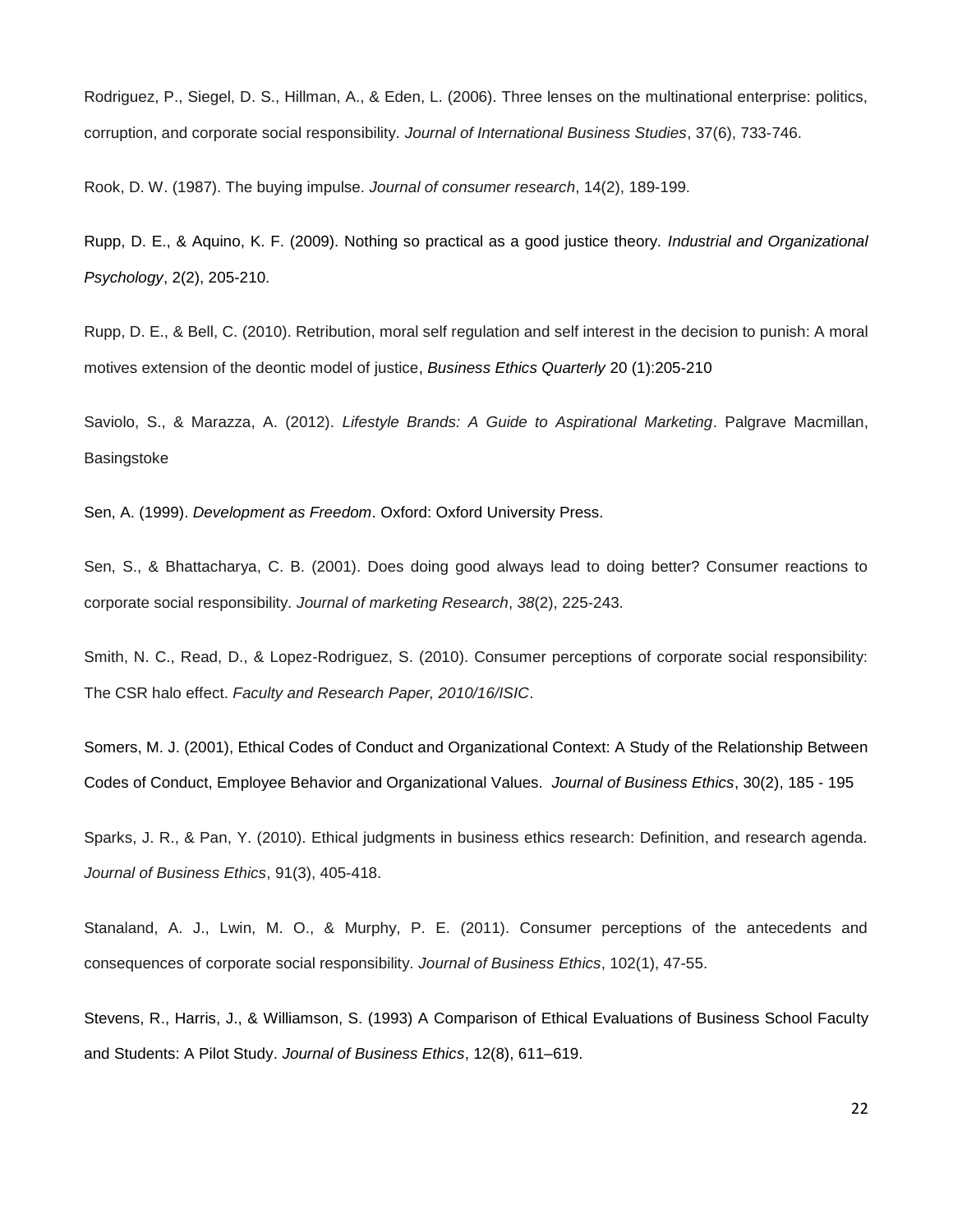Rodriguez, P., Siegel, D. S., Hillman, A., & Eden, L. (2006). Three lenses on the multinational enterprise: politics, corruption, and corporate social responsibility. *Journal of International Business Studies*, 37(6), 733-746.

Rook, D. W. (1987). The buying impulse. *Journal of consumer research*, 14(2), 189-199.

Rupp, D. E., & Aquino, K. F. (2009). Nothing so practical as a good justice theory. *Industrial and Organizational Psychology*, 2(2), 205-210.

Rupp, D. E., & Bell, C. (2010). Retribution, moral self regulation and self interest in the decision to punish: A moral motives extension of the deontic model of justice, *Business Ethics Quarterly* 20 (1):205-210

Saviolo, S., & Marazza, A. (2012). *Lifestyle Brands: A Guide to Aspirational Marketing*. Palgrave Macmillan, Basingstoke

Sen, A. (1999). *Development as Freedom*. Oxford: Oxford University Press.

Sen, S., & Bhattacharya, C. B. (2001). Does doing good always lead to doing better? Consumer reactions to corporate social responsibility. *Journal of marketing Research*, *38*(2), 225-243.

Smith, N. C., Read, D., & Lopez-Rodriguez, S. (2010). Consumer perceptions of corporate social responsibility: The CSR halo effect. *Faculty and Research Paper, 2010/16/ISIC*.

Somers, M. J. (2001), Ethical Codes of Conduct and Organizational Context: A Study of the Relationship Between Codes of Conduct, Employee Behavior and Organizational Values. *Journal of Business Ethics*, 30(2), 185 - 195

Sparks, J. R., & Pan, Y. (2010). Ethical judgments in business ethics research: Definition, and research agenda. *Journal of Business Ethics*, 91(3), 405-418.

Stanaland, A. J., Lwin, M. O., & Murphy, P. E. (2011). Consumer perceptions of the antecedents and consequences of corporate social responsibility. *Journal of Business Ethics*, 102(1), 47-55.

Stevens, R., Harris, J., & Williamson, S. (1993) A Comparison of Ethical Evaluations of Business School Faculty and Students: A Pilot Study. *Journal of Business Ethics*, 12(8), 611–619.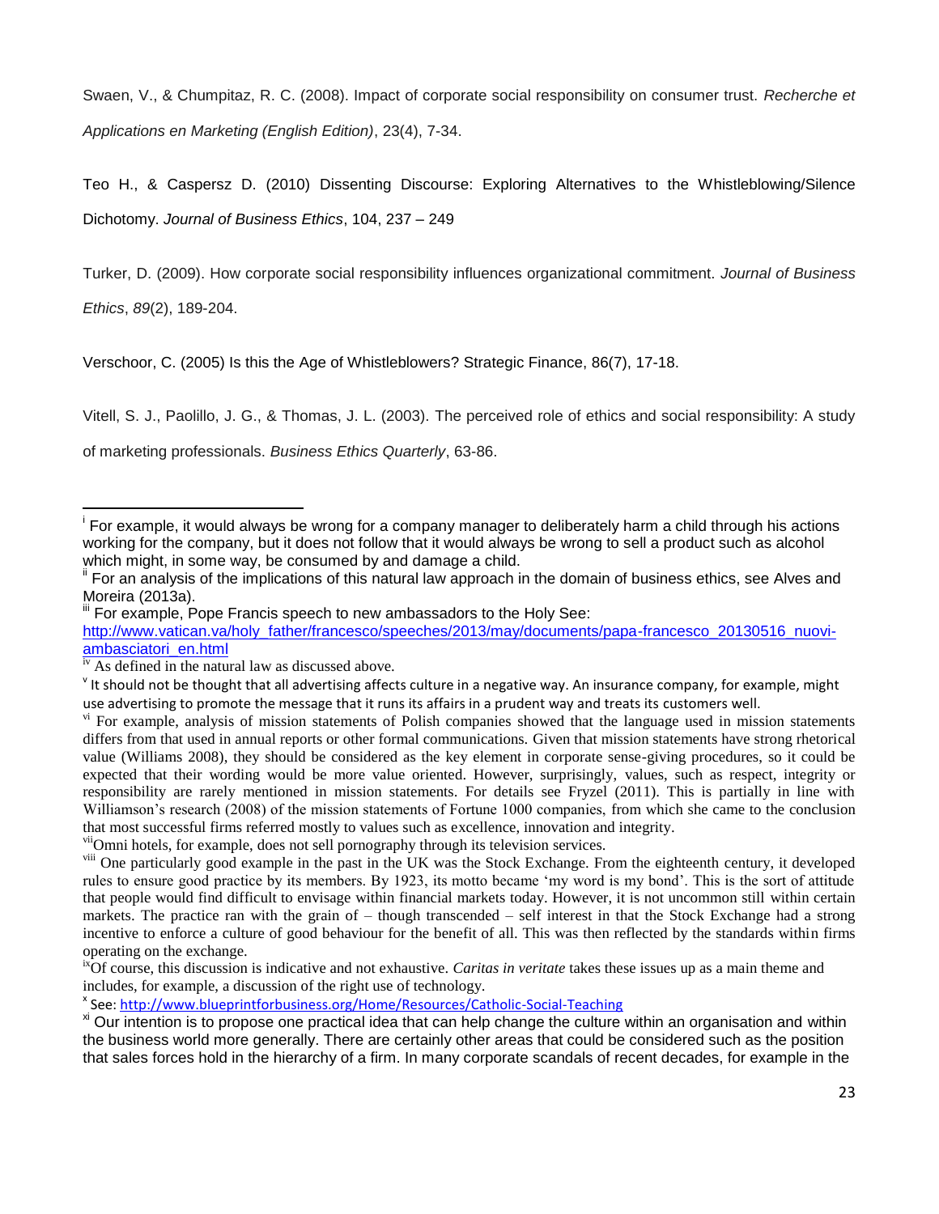Swaen, V., & Chumpitaz, R. C. (2008). Impact of corporate social responsibility on consumer trust. *Recherche et Applications en Marketing (English Edition)*, 23(4), 7-34.

Teo H., & Caspersz D. (2010) Dissenting Discourse: Exploring Alternatives to the Whistleblowing/Silence Dichotomy. *Journal of Business Ethics*, 104, 237 – 249

Turker, D. (2009). How corporate social responsibility influences organizational commitment. *Journal of Business Ethics*, *89*(2), 189-204.

Verschoor, C. (2005) Is this the Age of Whistleblowers? Strategic Finance, 86(7), 17-18.

Vitell, S. J., Paolillo, J. G., & Thomas, J. L. (2003). The perceived role of ethics and social responsibility: A study of marketing professionals. *Business Ethics Quarterly*, 63-86.

---

[i] For example, it would always be wrong for a company manager to deliberately harm a child through his actions working for the company, but it does not follow that it would always be wrong to sell a product such as alcohol which might, in some way, be consumed by and damage a child.

[ii] For an analysis of the implications of this natural law approach in the domain of business ethics, see Alves and Moreira (2013a).

[iii] For example, Pope Francis speech to new ambassadors to the Holy See: http://www.vatican.va/holy_father/francesco/speeches/2013/may/documents/papa-francesco_20130516_nuovi-ambasciatori_en.html

[iv] As defined in the natural law as discussed above.

[v] It should not be thought that all advertising affects culture in a negative way. An insurance company, for example, might use advertising to promote the message that it runs its affairs in a prudent way and treats its customers well.

[vi] For example, analysis of mission statements of Polish companies showed that the language used in mission statements differs from that used in annual reports or other formal communications. Given that mission statements have strong rhetorical value (Williams 2008), they should be considered as the key element in corporate sense-giving procedures, so it could be expected that their wording would be more value oriented. However, surprisingly, values, such as respect, integrity or responsibility are rarely mentioned in mission statements. For details see Fryzel (2011). This is partially in line with Williamson's research (2008) of the mission statements of Fortune 1000 companies, from which she came to the conclusion that most successful firms referred mostly to values such as excellence, innovation and integrity.

[vii] Omni hotels, for example, does not sell pornography through its television services.

[viii] One particularly good example in the past in the UK was the Stock Exchange. From the eighteenth century, it developed rules to ensure good practice by its members. By 1923, its motto became 'my word is my bond'. This is the sort of attitude that people would find difficult to envisage within financial markets today. However, it is not uncommon still within certain markets. The practice ran with the grain of – though transcended – self interest in that the Stock Exchange had a strong incentive to enforce a culture of good behaviour for the benefit of all. This was then reflected by the standards within firms operating on the exchange.

[ix] Of course, this discussion is indicative and not exhaustive. *Caritas in veritate* takes these issues up as a main theme and includes, for example, a discussion of the right use of technology.

[x] See: http://www.blueprintforbusiness.org/Home/Resources/Catholic-Social-Teaching

[xi] Our intention is to propose one practical idea that can help change the culture within an organisation and within the business world more generally. There are certainly other areas that could be considered such as the position that sales forces hold in the hierarchy of a firm. In many corporate scandals of recent decades, for example in the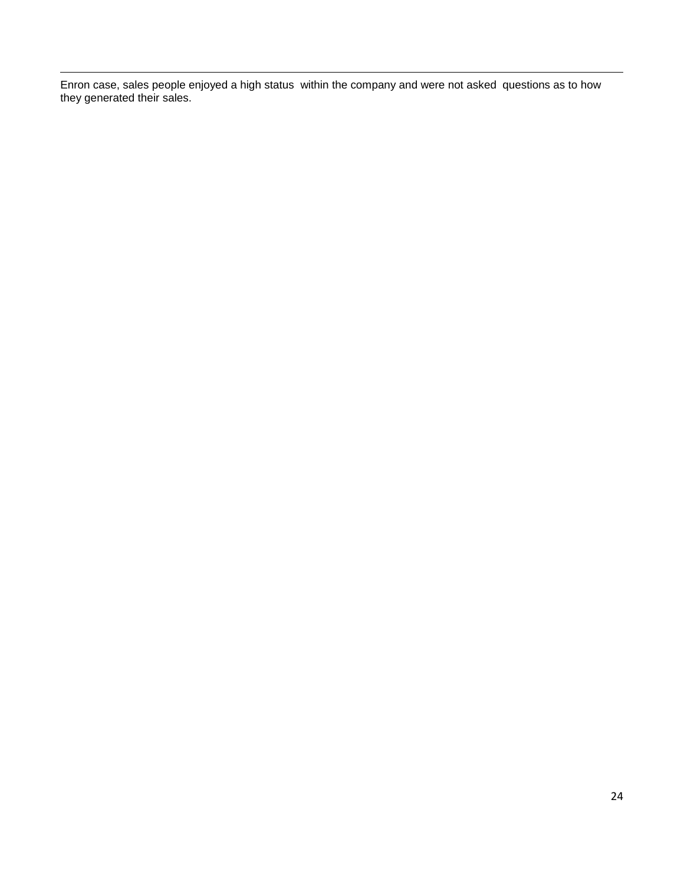Enron case, sales people enjoyed a high status within the company and were not asked questions as to how they generated their sales.